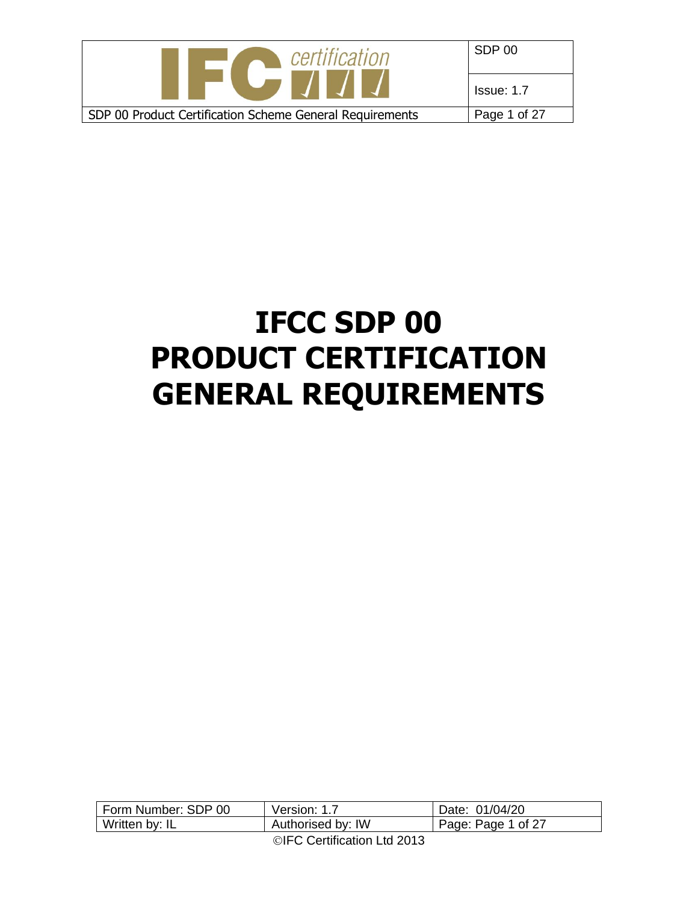# IFCC SDP 00
# PRODUCT CERTIFICATION
# GENERAL REQUIREMENTS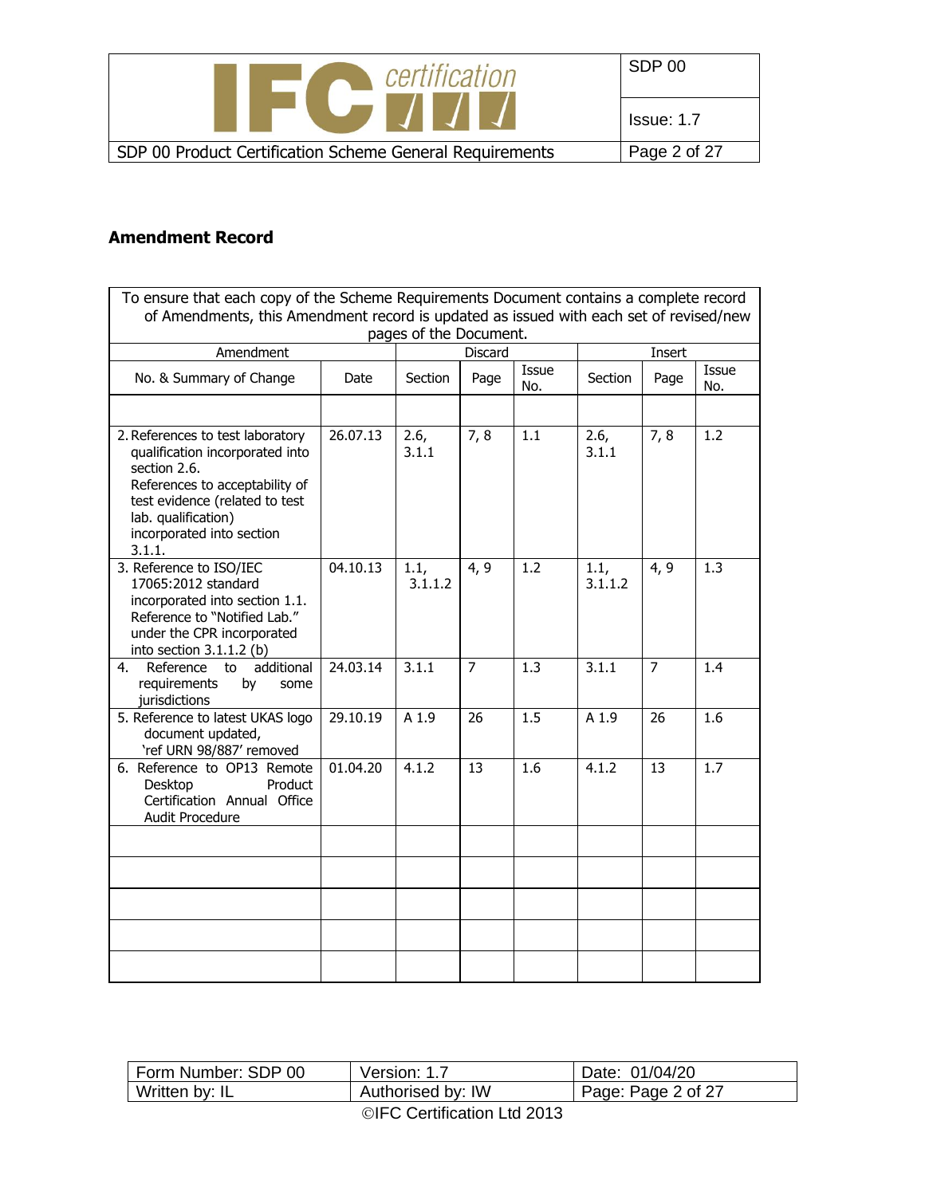## Amendment Record

| To ensure that each copy of the Scheme Requirements Document contains a complete record of Amendments, this Amendment record is updated as issued with each set of revised/new pages of the Document. | | | | | | | |
|---|---|---|---|---|---|---|---|
| Amendment | | Discard | | | Insert | | |
| No. & Summary of Change | Date | Section | Page | Issue No. | Section | Page | Issue No. |
| | | | | | | | |
| 2. References to test laboratory qualification incorporated into section 2.6. References to acceptability of test evidence (related to test lab. qualification) incorporated into section 3.1.1. | 26.07.13 | 2.6, 3.1.1 | 7, 8 | 1.1 | 2.6, 3.1.1 | 7, 8 | 1.2 |
| 3. Reference to ISO/IEC 17065:2012 standard incorporated into section 1.1. Reference to "Notified Lab." under the CPR incorporated into section 3.1.1.2 (b) | 04.10.13 | 1.1, 3.1.1.2 | 4, 9 | 1.2 | 1.1, 3.1.1.2 | 4, 9 | 1.3 |
| 4. Reference to additional requirements by some jurisdictions | 24.03.14 | 3.1.1 | 7 | 1.3 | 3.1.1 | 7 | 1.4 |
| 5. Reference to latest UKAS logo document updated, 'ref URN 98/887' removed | 29.10.19 | A 1.9 | 26 | 1.5 | A 1.9 | 26 | 1.6 |
| 6. Reference to OP13 Remote Desktop Product Certification Annual Office Audit Procedure | 01.04.20 | 4.1.2 | 13 | 1.6 | 4.1.2 | 13 | 1.7 |
| | | | | | | | |
| | | | | | | | |
| | | | | | | | |
| | | | | | | | |
| | | | | | | | |

| Form Number: SDP 00 | Version: 1.7 | Date: 01/04/20 |
|---|---|---|
| Written by: IL | Authorised by: IW | Page: Page 2 of 27 |

©IFC Certification Ltd 2013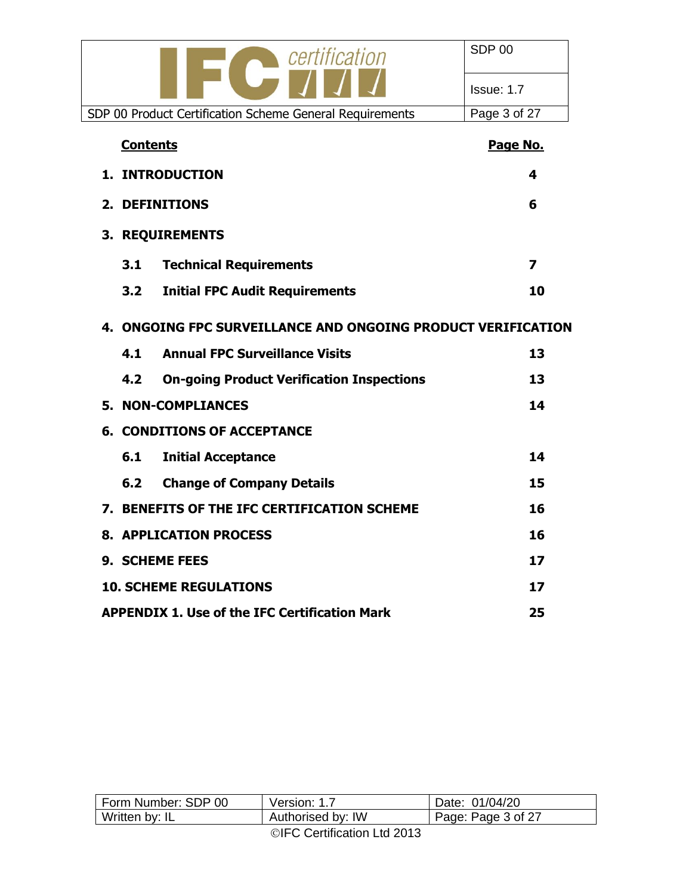| **Contents** | **Page No.** |
|---|---|
| **1. INTRODUCTION** | **4** |
| **2. DEFINITIONS** | **6** |
| **3. REQUIREMENTS** | |
| **3.1 Technical Requirements** | **7** |
| **3.2 Initial FPC Audit Requirements** | **10** |
| **4. ONGOING FPC SURVEILLANCE AND ONGOING PRODUCT VERIFICATION** | |
| **4.1 Annual FPC Surveillance Visits** | **13** |
| **4.2 On-going Product Verification Inspections** | **13** |
| **5. NON-COMPLIANCES** | **14** |
| **6. CONDITIONS OF ACCEPTANCE** | |
| **6.1 Initial Acceptance** | **14** |
| **6.2 Change of Company Details** | **15** |
| **7. BENEFITS OF THE IFC CERTIFICATION SCHEME** | **16** |
| **8. APPLICATION PROCESS** | **16** |
| **9. SCHEME FEES** | **17** |
| **10. SCHEME REGULATIONS** | **17** |
| **APPENDIX 1. Use of the IFC Certification Mark** | **25** |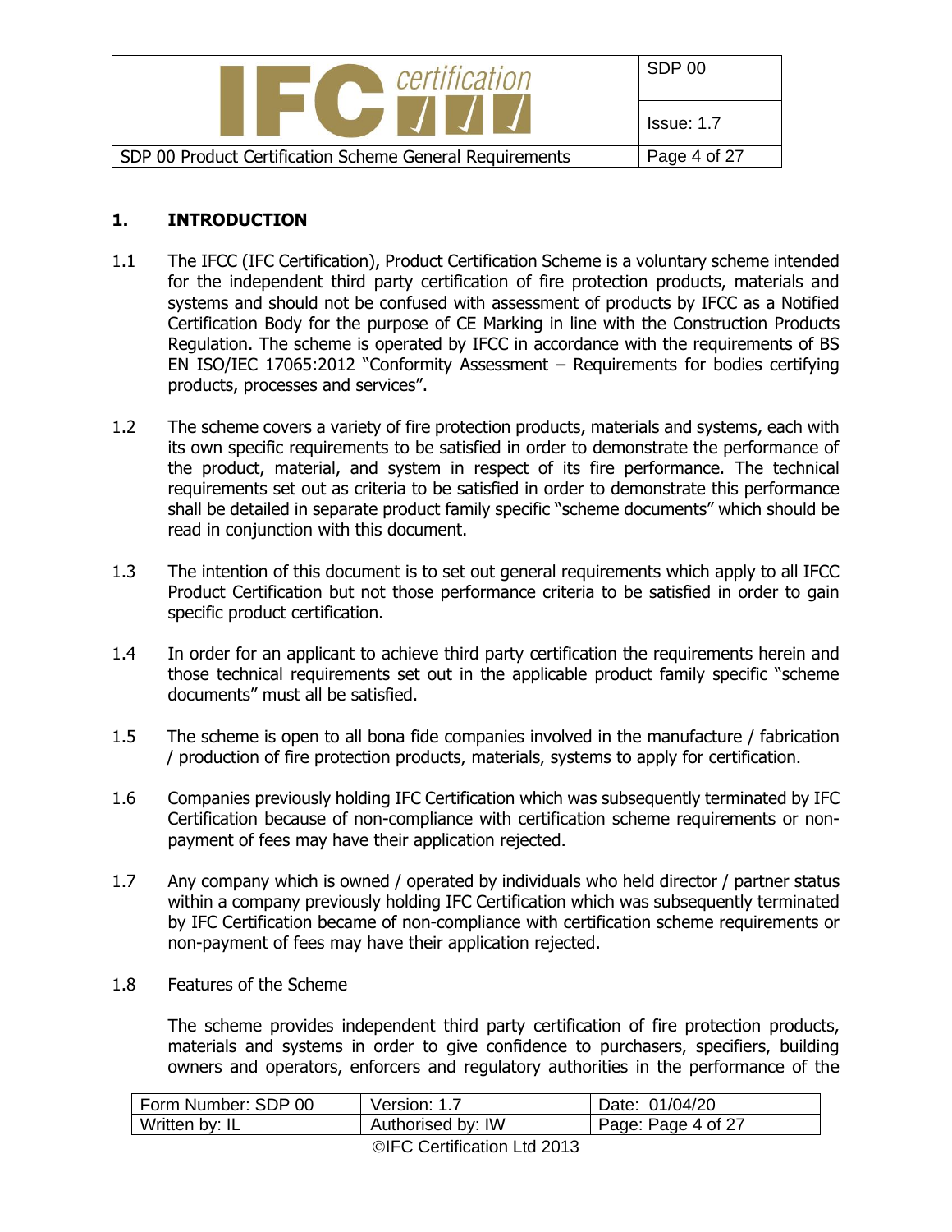# 1. INTRODUCTION

1.1 The IFCC (IFC Certification), Product Certification Scheme is a voluntary scheme intended for the independent third party certification of fire protection products, materials and systems and should not be confused with assessment of products by IFCC as a Notified Certification Body for the purpose of CE Marking in line with the Construction Products Regulation. The scheme is operated by IFCC in accordance with the requirements of BS EN ISO/IEC 17065:2012 "Conformity Assessment – Requirements for bodies certifying products, processes and services".

1.2 The scheme covers a variety of fire protection products, materials and systems, each with its own specific requirements to be satisfied in order to demonstrate the performance of the product, material, and system in respect of its fire performance. The technical requirements set out as criteria to be satisfied in order to demonstrate this performance shall be detailed in separate product family specific "scheme documents" which should be read in conjunction with this document.

1.3 The intention of this document is to set out general requirements which apply to all IFCC Product Certification but not those performance criteria to be satisfied in order to gain specific product certification.

1.4 In order for an applicant to achieve third party certification the requirements herein and those technical requirements set out in the applicable product family specific "scheme documents" must all be satisfied.

1.5 The scheme is open to all bona fide companies involved in the manufacture / fabrication / production of fire protection products, materials, systems to apply for certification.

1.6 Companies previously holding IFC Certification which was subsequently terminated by IFC Certification because of non-compliance with certification scheme requirements or non-payment of fees may have their application rejected.

1.7 Any company which is owned / operated by individuals who held director / partner status within a company previously holding IFC Certification which was subsequently terminated by IFC Certification became of non-compliance with certification scheme requirements or non-payment of fees may have their application rejected.

1.8 Features of the Scheme

The scheme provides independent third party certification of fire protection products, materials and systems in order to give confidence to purchasers, specifiers, building owners and operators, enforcers and regulatory authorities in the performance of the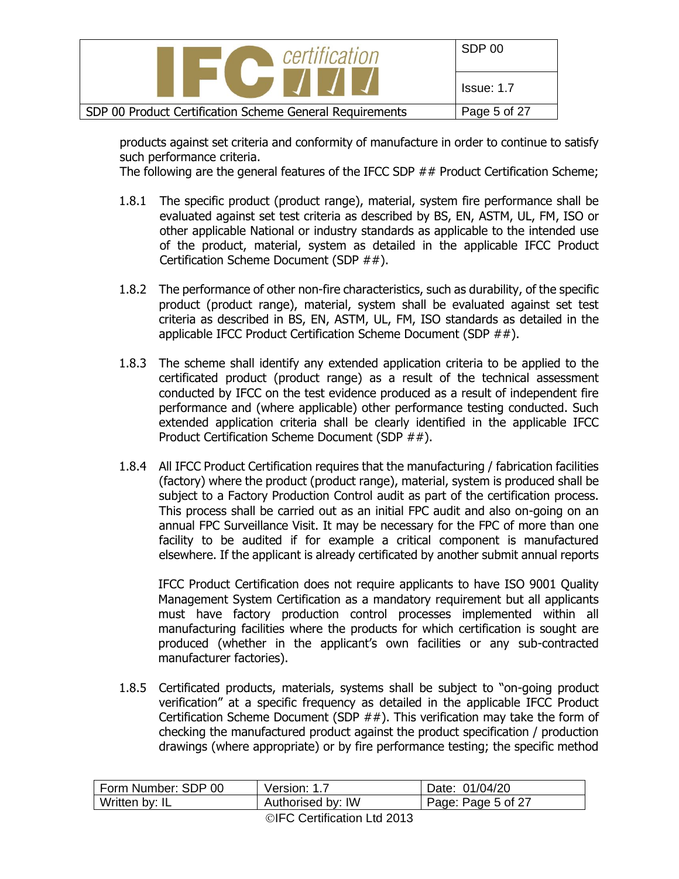products against set criteria and conformity of manufacture in order to continue to satisfy such performance criteria.

The following are the general features of the IFCC SDP ## Product Certification Scheme;

1.8.1 The specific product (product range), material, system fire performance shall be evaluated against set test criteria as described by BS, EN, ASTM, UL, FM, ISO or other applicable National or industry standards as applicable to the intended use of the product, material, system as detailed in the applicable IFCC Product Certification Scheme Document (SDP ##).

1.8.2 The performance of other non-fire characteristics, such as durability, of the specific product (product range), material, system shall be evaluated against set test criteria as described in BS, EN, ASTM, UL, FM, ISO standards as detailed in the applicable IFCC Product Certification Scheme Document (SDP ##).

1.8.3 The scheme shall identify any extended application criteria to be applied to the certificated product (product range) as a result of the technical assessment conducted by IFCC on the test evidence produced as a result of independent fire performance and (where applicable) other performance testing conducted. Such extended application criteria shall be clearly identified in the applicable IFCC Product Certification Scheme Document (SDP ##).

1.8.4 All IFCC Product Certification requires that the manufacturing / fabrication facilities (factory) where the product (product range), material, system is produced shall be subject to a Factory Production Control audit as part of the certification process. This process shall be carried out as an initial FPC audit and also on-going on an annual FPC Surveillance Visit. It may be necessary for the FPC of more than one facility to be audited if for example a critical component is manufactured elsewhere. If the applicant is already certificated by another submit annual reports

IFCC Product Certification does not require applicants to have ISO 9001 Quality Management System Certification as a mandatory requirement but all applicants must have factory production control processes implemented within all manufacturing facilities where the products for which certification is sought are produced (whether in the applicant's own facilities or any sub-contracted manufacturer factories).

1.8.5 Certificated products, materials, systems shall be subject to "on-going product verification" at a specific frequency as detailed in the applicable IFCC Product Certification Scheme Document (SDP ##). This verification may take the form of checking the manufactured product against the product specification / production drawings (where appropriate) or by fire performance testing; the specific method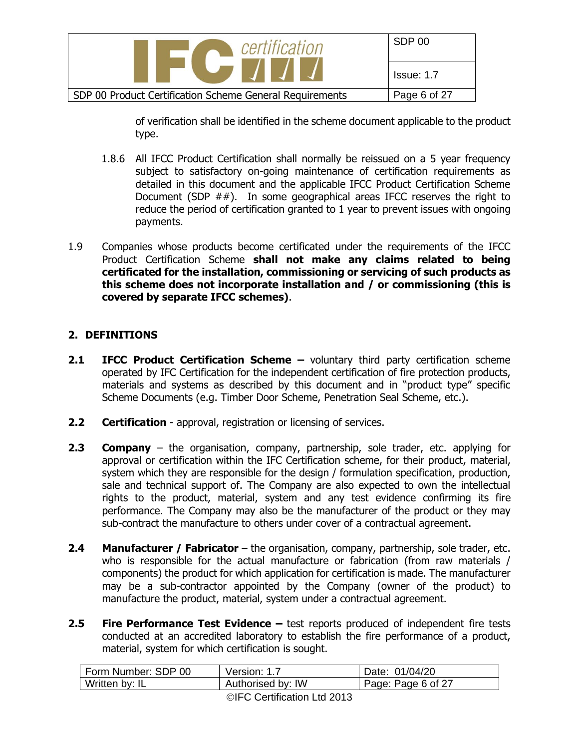of verification shall be identified in the scheme document applicable to the product type.

1.8.6 All IFCC Product Certification shall normally be reissued on a 5 year frequency subject to satisfactory on-going maintenance of certification requirements as detailed in this document and the applicable IFCC Product Certification Scheme Document (SDP ##). In some geographical areas IFCC reserves the right to reduce the period of certification granted to 1 year to prevent issues with ongoing payments.

1.9 Companies whose products become certificated under the requirements of the IFCC Product Certification Scheme **shall not make any claims related to being certificated for the installation, commissioning or servicing of such products as this scheme does not incorporate installation and / or commissioning (this is covered by separate IFCC schemes)**.

## 2. DEFINITIONS

**2.1** **IFCC Product Certification Scheme –** voluntary third party certification scheme operated by IFC Certification for the independent certification of fire protection products, materials and systems as described by this document and in "product type" specific Scheme Documents (e.g. Timber Door Scheme, Penetration Seal Scheme, etc.).

**2.2** **Certification** - approval, registration or licensing of services.

**2.3** **Company** – the organisation, company, partnership, sole trader, etc. applying for approval or certification within the IFC Certification scheme, for their product, material, system which they are responsible for the design / formulation specification, production, sale and technical support of. The Company are also expected to own the intellectual rights to the product, material, system and any test evidence confirming its fire performance. The Company may also be the manufacturer of the product or they may sub-contract the manufacture to others under cover of a contractual agreement.

**2.4** **Manufacturer / Fabricator** – the organisation, company, partnership, sole trader, etc. who is responsible for the actual manufacture or fabrication (from raw materials / components) the product for which application for certification is made. The manufacturer may be a sub-contractor appointed by the Company (owner of the product) to manufacture the product, material, system under a contractual agreement.

**2.5** **Fire Performance Test Evidence –** test reports produced of independent fire tests conducted at an accredited laboratory to establish the fire performance of a product, material, system for which certification is sought.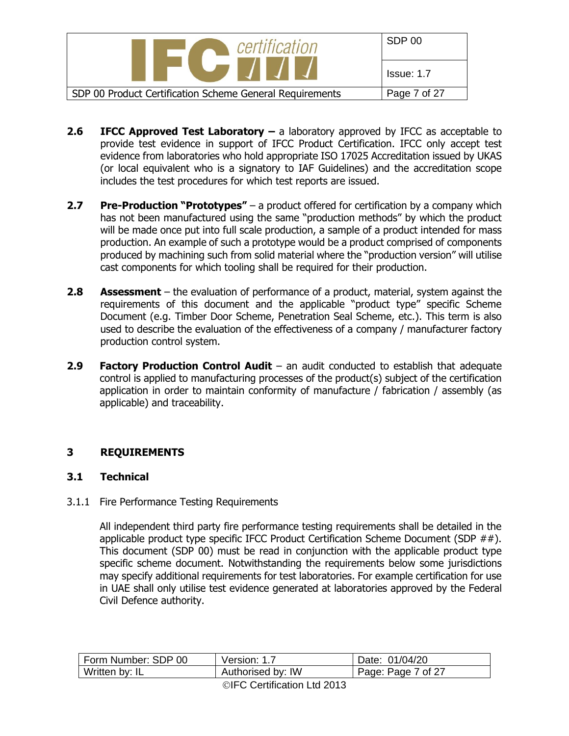**2.6** **IFCC Approved Test Laboratory –** a laboratory approved by IFCC as acceptable to provide test evidence in support of IFCC Product Certification. IFCC only accept test evidence from laboratories who hold appropriate ISO 17025 Accreditation issued by UKAS (or local equivalent who is a signatory to IAF Guidelines) and the accreditation scope includes the test procedures for which test reports are issued.

**2.7** **Pre-Production "Prototypes"** – a product offered for certification by a company which has not been manufactured using the same "production methods" by which the product will be made once put into full scale production, a sample of a product intended for mass production. An example of such a prototype would be a product comprised of components produced by machining such from solid material where the "production version" will utilise cast components for which tooling shall be required for their production.

**2.8** **Assessment** – the evaluation of performance of a product, material, system against the requirements of this document and the applicable "product type" specific Scheme Document (e.g. Timber Door Scheme, Penetration Seal Scheme, etc.). This term is also used to describe the evaluation of the effectiveness of a company / manufacturer factory production control system.

**2.9** **Factory Production Control Audit** – an audit conducted to establish that adequate control is applied to manufacturing processes of the product(s) subject of the certification application in order to maintain conformity of manufacture / fabrication / assembly (as applicable) and traceability.

# 3 REQUIREMENTS

## 3.1 Technical

### 3.1.1 Fire Performance Testing Requirements

All independent third party fire performance testing requirements shall be detailed in the applicable product type specific IFCC Product Certification Scheme Document (SDP ##). This document (SDP 00) must be read in conjunction with the applicable product type specific scheme document. Notwithstanding the requirements below some jurisdictions may specify additional requirements for test laboratories. For example certification for use in UAE shall only utilise test evidence generated at laboratories approved by the Federal Civil Defence authority.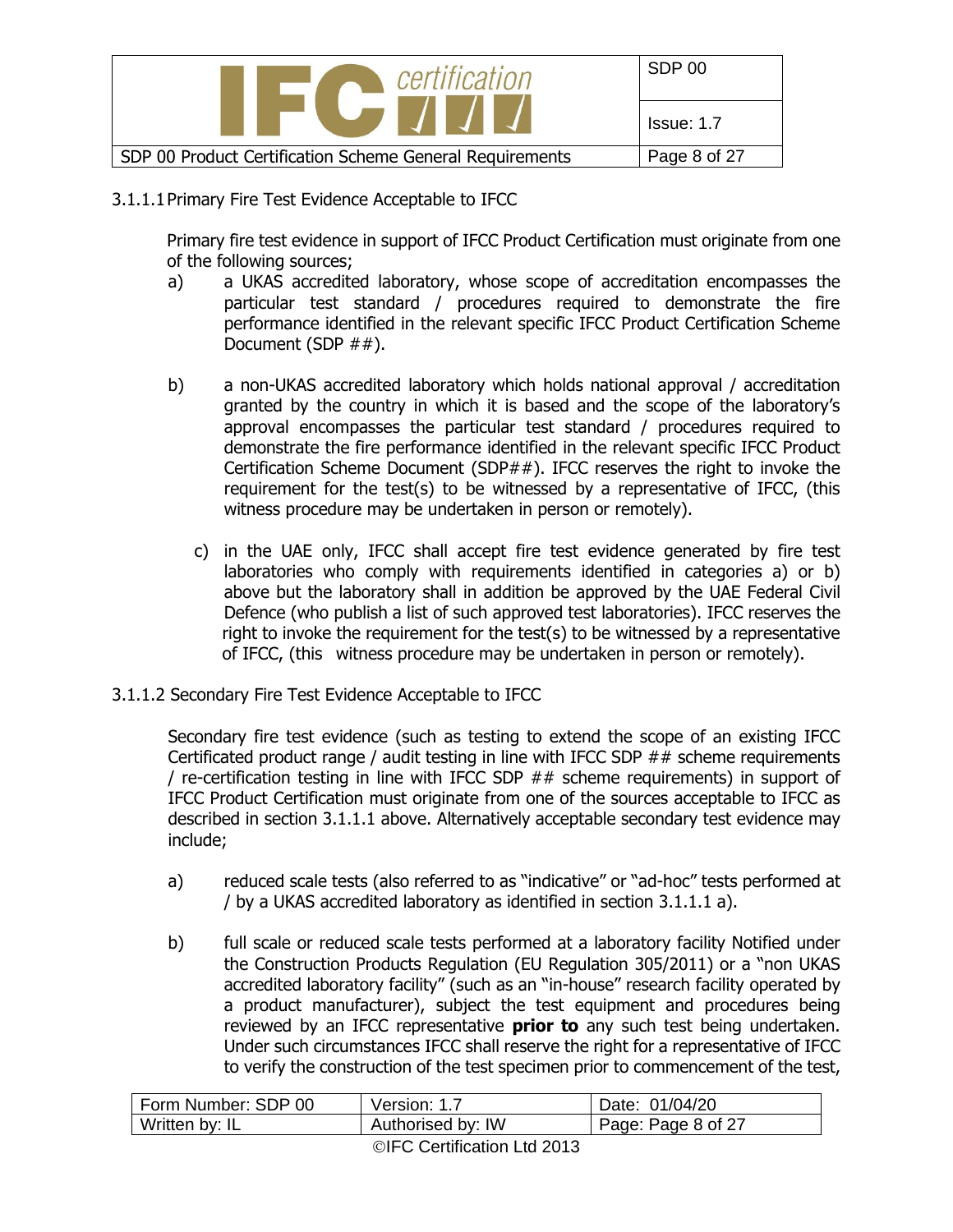### 3.1.1.1 Primary Fire Test Evidence Acceptable to IFCC

Primary fire test evidence in support of IFCC Product Certification must originate from one of the following sources;

a) a UKAS accredited laboratory, whose scope of accreditation encompasses the particular test standard / procedures required to demonstrate the fire performance identified in the relevant specific IFCC Product Certification Scheme Document (SDP ##).

b) a non-UKAS accredited laboratory which holds national approval / accreditation granted by the country in which it is based and the scope of the laboratory's approval encompasses the particular test standard / procedures required to demonstrate the fire performance identified in the relevant specific IFCC Product Certification Scheme Document (SDP##). IFCC reserves the right to invoke the requirement for the test(s) to be witnessed by a representative of IFCC, (this witness procedure may be undertaken in person or remotely).

c) in the UAE only, IFCC shall accept fire test evidence generated by fire test laboratories who comply with requirements identified in categories a) or b) above but the laboratory shall in addition be approved by the UAE Federal Civil Defence (who publish a list of such approved test laboratories). IFCC reserves the right to invoke the requirement for the test(s) to be witnessed by a representative of IFCC, (this witness procedure may be undertaken in person or remotely).

### 3.1.1.2 Secondary Fire Test Evidence Acceptable to IFCC

Secondary fire test evidence (such as testing to extend the scope of an existing IFCC Certificated product range / audit testing in line with IFCC SDP ## scheme requirements / re-certification testing in line with IFCC SDP ## scheme requirements) in support of IFCC Product Certification must originate from one of the sources acceptable to IFCC as described in section 3.1.1.1 above. Alternatively acceptable secondary test evidence may include;

a) reduced scale tests (also referred to as "indicative" or "ad-hoc" tests performed at / by a UKAS accredited laboratory as identified in section 3.1.1.1 a).

b) full scale or reduced scale tests performed at a laboratory facility Notified under the Construction Products Regulation (EU Regulation 305/2011) or a "non UKAS accredited laboratory facility" (such as an "in-house" research facility operated by a product manufacturer), subject the test equipment and procedures being reviewed by an IFCC representative **prior to** any such test being undertaken. Under such circumstances IFCC shall reserve the right for a representative of IFCC to verify the construction of the test specimen prior to commencement of the test,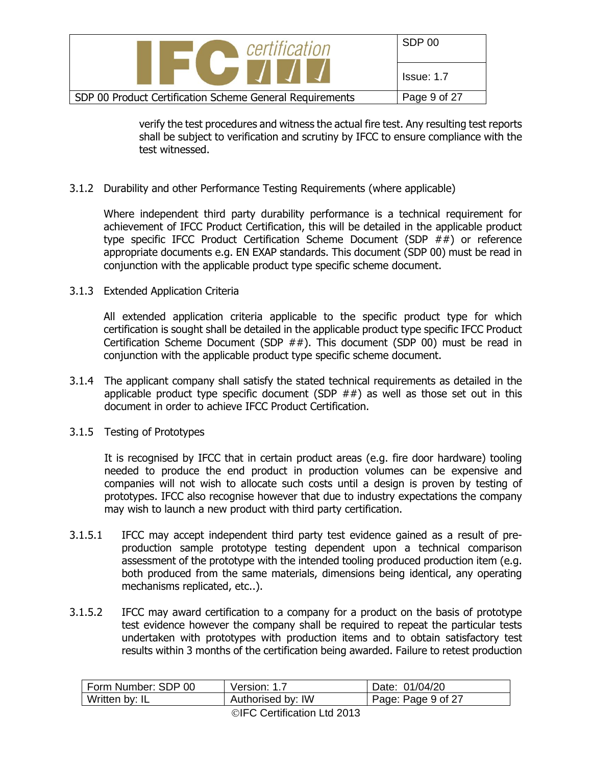verify the test procedures and witness the actual fire test. Any resulting test reports shall be subject to verification and scrutiny by IFCC to ensure compliance with the test witnessed.

3.1.2 Durability and other Performance Testing Requirements (where applicable)

Where independent third party durability performance is a technical requirement for achievement of IFCC Product Certification, this will be detailed in the applicable product type specific IFCC Product Certification Scheme Document (SDP ##) or reference appropriate documents e.g. EN EXAP standards. This document (SDP 00) must be read in conjunction with the applicable product type specific scheme document.

3.1.3 Extended Application Criteria

All extended application criteria applicable to the specific product type for which certification is sought shall be detailed in the applicable product type specific IFCC Product Certification Scheme Document (SDP ##). This document (SDP 00) must be read in conjunction with the applicable product type specific scheme document.

3.1.4 The applicant company shall satisfy the stated technical requirements as detailed in the applicable product type specific document (SDP ##) as well as those set out in this document in order to achieve IFCC Product Certification.

3.1.5 Testing of Prototypes

It is recognised by IFCC that in certain product areas (e.g. fire door hardware) tooling needed to produce the end product in production volumes can be expensive and companies will not wish to allocate such costs until a design is proven by testing of prototypes. IFCC also recognise however that due to industry expectations the company may wish to launch a new product with third party certification.

3.1.5.1 IFCC may accept independent third party test evidence gained as a result of pre-production sample prototype testing dependent upon a technical comparison assessment of the prototype with the intended tooling produced production item (e.g. both produced from the same materials, dimensions being identical, any operating mechanisms replicated, etc..).

3.1.5.2 IFCC may award certification to a company for a product on the basis of prototype test evidence however the company shall be required to repeat the particular tests undertaken with prototypes with production items and to obtain satisfactory test results within 3 months of the certification being awarded. Failure to retest production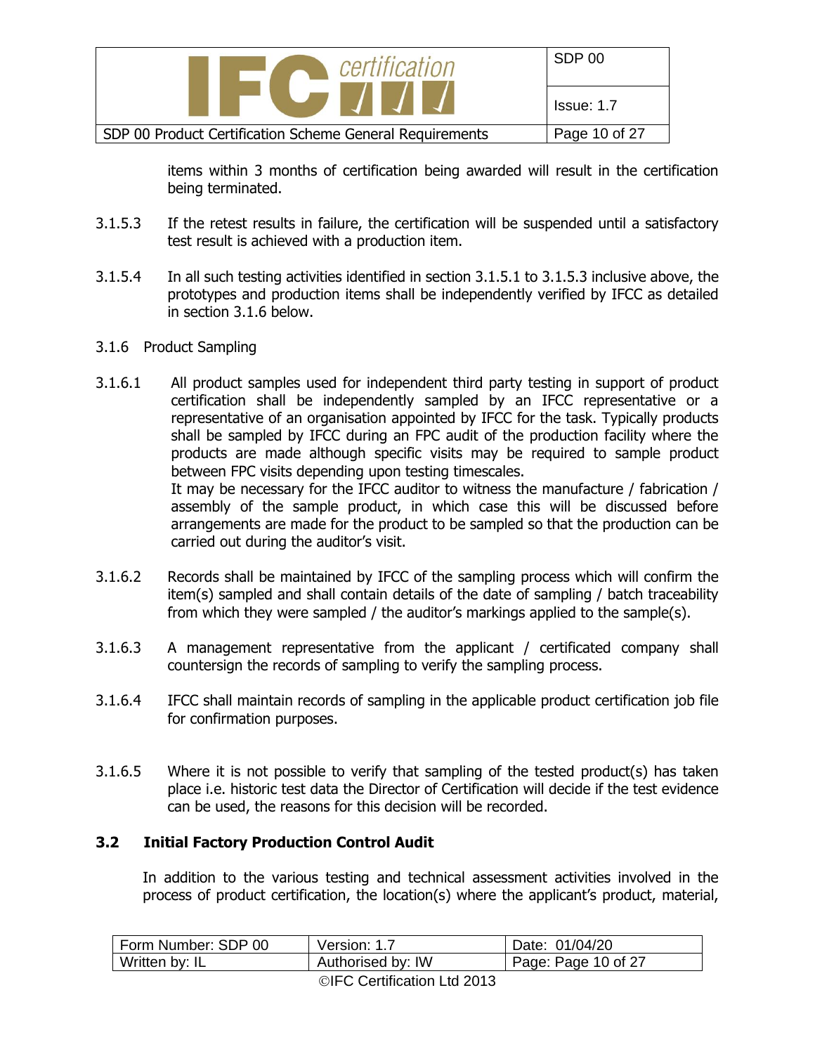items within 3 months of certification being awarded will result in the certification being terminated.

3.1.5.3 If the retest results in failure, the certification will be suspended until a satisfactory test result is achieved with a production item.

3.1.5.4 In all such testing activities identified in section 3.1.5.1 to 3.1.5.3 inclusive above, the prototypes and production items shall be independently verified by IFCC as detailed in section 3.1.6 below.

3.1.6 Product Sampling

3.1.6.1 All product samples used for independent third party testing in support of product certification shall be independently sampled by an IFCC representative or a representative of an organisation appointed by IFCC for the task. Typically products shall be sampled by IFCC during an FPC audit of the production facility where the products are made although specific visits may be required to sample product between FPC visits depending upon testing timescales.
It may be necessary for the IFCC auditor to witness the manufacture / fabrication / assembly of the sample product, in which case this will be discussed before arrangements are made for the product to be sampled so that the production can be carried out during the auditor's visit.

3.1.6.2 Records shall be maintained by IFCC of the sampling process which will confirm the item(s) sampled and shall contain details of the date of sampling / batch traceability from which they were sampled / the auditor's markings applied to the sample(s).

3.1.6.3 A management representative from the applicant / certificated company shall countersign the records of sampling to verify the sampling process.

3.1.6.4 IFCC shall maintain records of sampling in the applicable product certification job file for confirmation purposes.

3.1.6.5 Where it is not possible to verify that sampling of the tested product(s) has taken place i.e. historic test data the Director of Certification will decide if the test evidence can be used, the reasons for this decision will be recorded.

### 3.2 Initial Factory Production Control Audit

In addition to the various testing and technical assessment activities involved in the process of product certification, the location(s) where the applicant's product, material,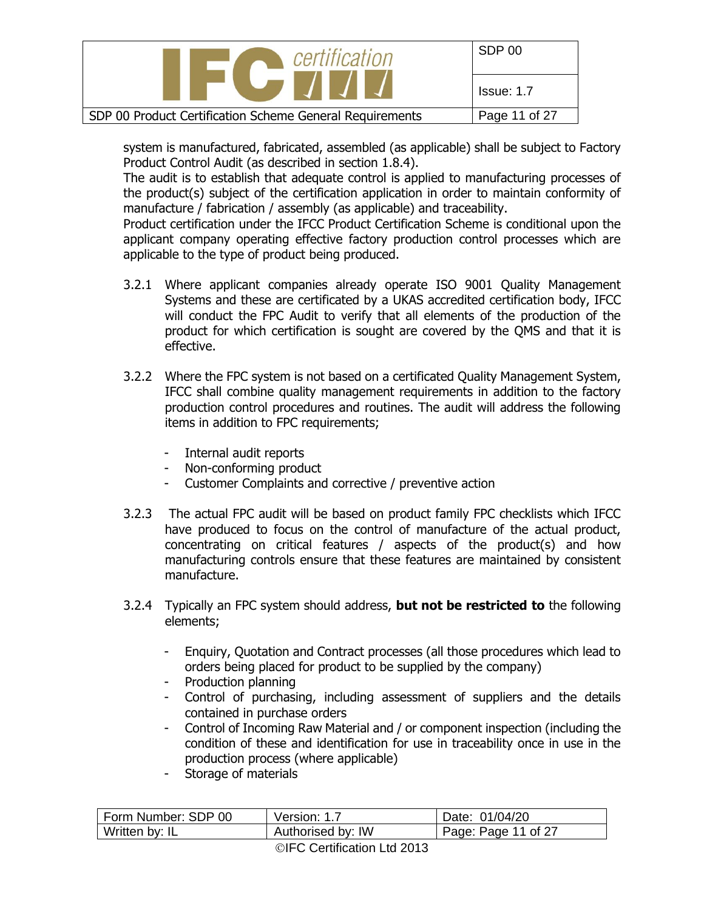system is manufactured, fabricated, assembled (as applicable) shall be subject to Factory Product Control Audit (as described in section 1.8.4).

The audit is to establish that adequate control is applied to manufacturing processes of the product(s) subject of the certification application in order to maintain conformity of manufacture / fabrication / assembly (as applicable) and traceability.

Product certification under the IFCC Product Certification Scheme is conditional upon the applicant company operating effective factory production control processes which are applicable to the type of product being produced.

3.2.1 Where applicant companies already operate ISO 9001 Quality Management Systems and these are certificated by a UKAS accredited certification body, IFCC will conduct the FPC Audit to verify that all elements of the production of the product for which certification is sought are covered by the QMS and that it is effective.

3.2.2 Where the FPC system is not based on a certificated Quality Management System, IFCC shall combine quality management requirements in addition to the factory production control procedures and routines. The audit will address the following items in addition to FPC requirements;

- Internal audit reports
- Non-conforming product
- Customer Complaints and corrective / preventive action

3.2.3 The actual FPC audit will be based on product family FPC checklists which IFCC have produced to focus on the control of manufacture of the actual product, concentrating on critical features / aspects of the product(s) and how manufacturing controls ensure that these features are maintained by consistent manufacture.

3.2.4 Typically an FPC system should address, **but not be restricted to** the following elements;

- Enquiry, Quotation and Contract processes (all those procedures which lead to orders being placed for product to be supplied by the company)
- Production planning
- Control of purchasing, including assessment of suppliers and the details contained in purchase orders
- Control of Incoming Raw Material and / or component inspection (including the condition of these and identification for use in traceability once in use in the production process (where applicable)
- Storage of materials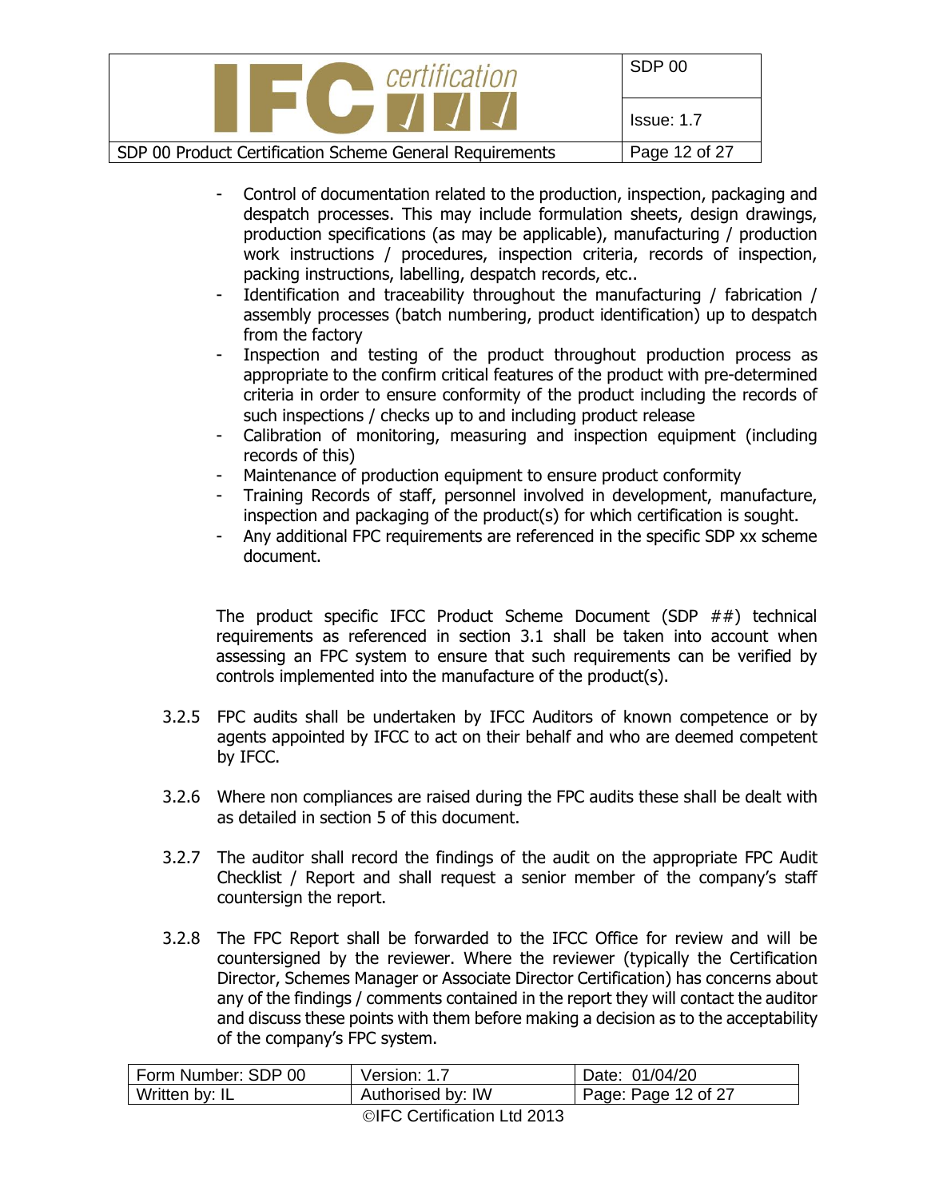- Control of documentation related to the production, inspection, packaging and despatch processes. This may include formulation sheets, design drawings, production specifications (as may be applicable), manufacturing / production work instructions / procedures, inspection criteria, records of inspection, packing instructions, labelling, despatch records, etc..
- Identification and traceability throughout the manufacturing / fabrication / assembly processes (batch numbering, product identification) up to despatch from the factory
- Inspection and testing of the product throughout production process as appropriate to the confirm critical features of the product with pre-determined criteria in order to ensure conformity of the product including the records of such inspections / checks up to and including product release
- Calibration of monitoring, measuring and inspection equipment (including records of this)
- Maintenance of production equipment to ensure product conformity
- Training Records of staff, personnel involved in development, manufacture, inspection and packaging of the product(s) for which certification is sought.
- Any additional FPC requirements are referenced in the specific SDP xx scheme document.

The product specific IFCC Product Scheme Document (SDP ##) technical requirements as referenced in section 3.1 shall be taken into account when assessing an FPC system to ensure that such requirements can be verified by controls implemented into the manufacture of the product(s).

3.2.5 FPC audits shall be undertaken by IFCC Auditors of known competence or by agents appointed by IFCC to act on their behalf and who are deemed competent by IFCC.

3.2.6 Where non compliances are raised during the FPC audits these shall be dealt with as detailed in section 5 of this document.

3.2.7 The auditor shall record the findings of the audit on the appropriate FPC Audit Checklist / Report and shall request a senior member of the company's staff countersign the report.

3.2.8 The FPC Report shall be forwarded to the IFCC Office for review and will be countersigned by the reviewer. Where the reviewer (typically the Certification Director, Schemes Manager or Associate Director Certification) has concerns about any of the findings / comments contained in the report they will contact the auditor and discuss these points with them before making a decision as to the acceptability of the company's FPC system.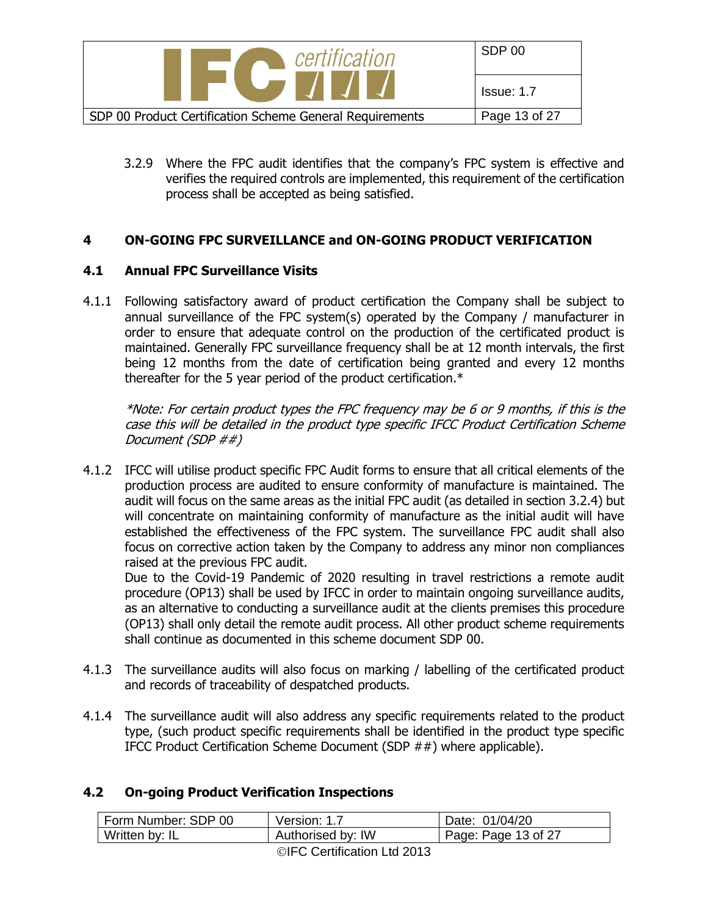3.2.9 Where the FPC audit identifies that the company's FPC system is effective and verifies the required controls are implemented, this requirement of the certification process shall be accepted as being satisfied.

# 4 ON-GOING FPC SURVEILLANCE and ON-GOING PRODUCT VERIFICATION

## 4.1 Annual FPC Surveillance Visits

4.1.1 Following satisfactory award of product certification the Company shall be subject to annual surveillance of the FPC system(s) operated by the Company / manufacturer in order to ensure that adequate control on the production of the certificated product is maintained. Generally FPC surveillance frequency shall be at 12 month intervals, the first being 12 months from the date of certification being granted and every 12 months thereafter for the 5 year period of the product certification.*

*\*Note: For certain product types the FPC frequency may be 6 or 9 months, if this is the case this will be detailed in the product type specific IFCC Product Certification Scheme Document (SDP ##)*

4.1.2 IFCC will utilise product specific FPC Audit forms to ensure that all critical elements of the production process are audited to ensure conformity of manufacture is maintained. The audit will focus on the same areas as the initial FPC audit (as detailed in section 3.2.4) but will concentrate on maintaining conformity of manufacture as the initial audit will have established the effectiveness of the FPC system. The surveillance FPC audit shall also focus on corrective action taken by the Company to address any minor non compliances raised at the previous FPC audit.
Due to the Covid-19 Pandemic of 2020 resulting in travel restrictions a remote audit procedure (OP13) shall be used by IFCC in order to maintain ongoing surveillance audits, as an alternative to conducting a surveillance audit at the clients premises this procedure (OP13) shall only detail the remote audit process. All other product scheme requirements shall continue as documented in this scheme document SDP 00.

4.1.3 The surveillance audits will also focus on marking / labelling of the certificated product and records of traceability of despatched products.

4.1.4 The surveillance audit will also address any specific requirements related to the product type, (such product specific requirements shall be identified in the product type specific IFCC Product Certification Scheme Document (SDP ##) where applicable).

## 4.2 On-going Product Verification Inspections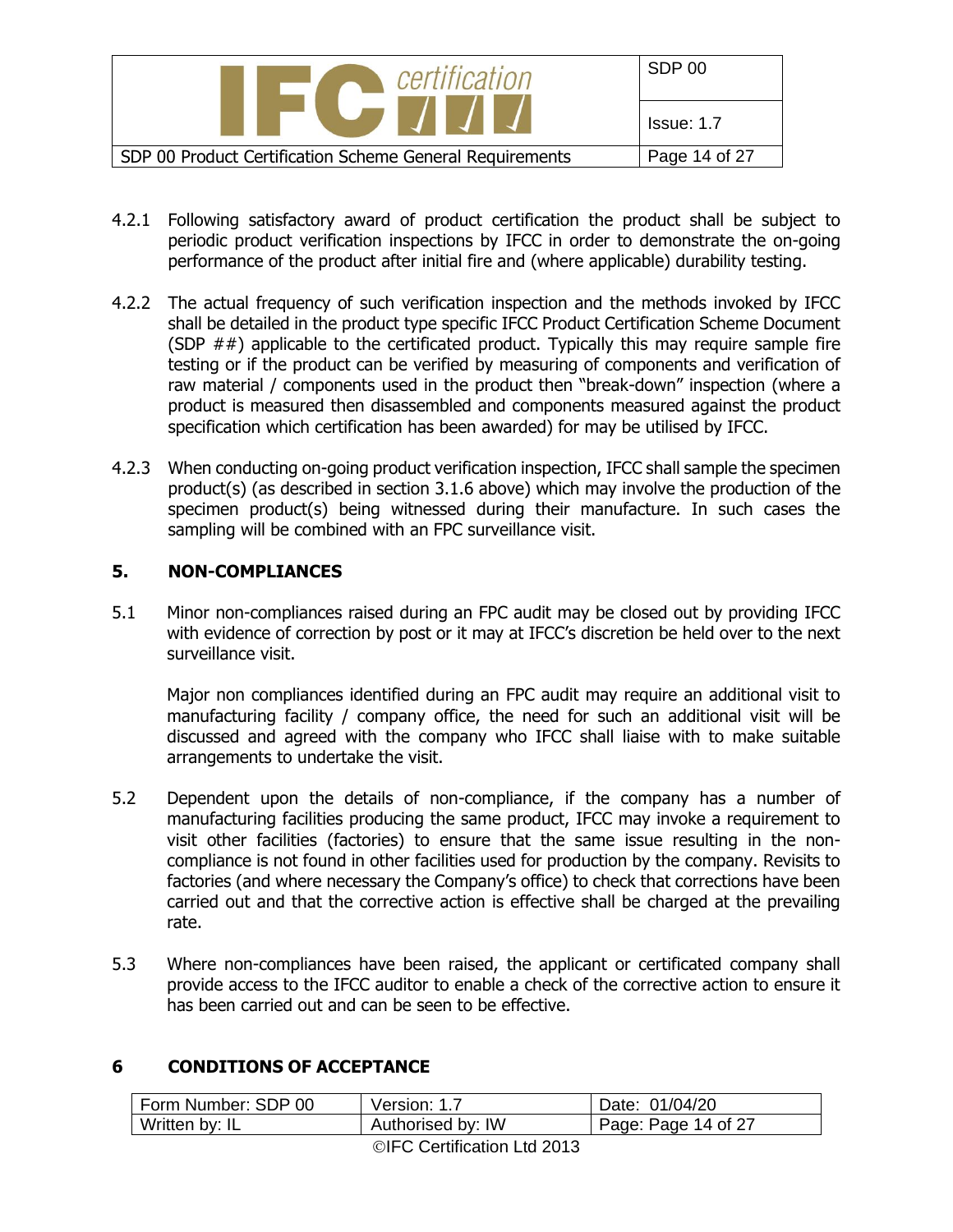4.2.1 Following satisfactory award of product certification the product shall be subject to periodic product verification inspections by IFCC in order to demonstrate the on-going performance of the product after initial fire and (where applicable) durability testing.

4.2.2 The actual frequency of such verification inspection and the methods invoked by IFCC shall be detailed in the product type specific IFCC Product Certification Scheme Document (SDP ##) applicable to the certificated product. Typically this may require sample fire testing or if the product can be verified by measuring of components and verification of raw material / components used in the product then "break-down" inspection (where a product is measured then disassembled and components measured against the product specification which certification has been awarded) for may be utilised by IFCC.

4.2.3 When conducting on-going product verification inspection, IFCC shall sample the specimen product(s) (as described in section 3.1.6 above) which may involve the production of the specimen product(s) being witnessed during their manufacture. In such cases the sampling will be combined with an FPC surveillance visit.

## 5. NON-COMPLIANCES

5.1 Minor non-compliances raised during an FPC audit may be closed out by providing IFCC with evidence of correction by post or it may at IFCC's discretion be held over to the next surveillance visit.

Major non compliances identified during an FPC audit may require an additional visit to manufacturing facility / company office, the need for such an additional visit will be discussed and agreed with the company who IFCC shall liaise with to make suitable arrangements to undertake the visit.

5.2 Dependent upon the details of non-compliance, if the company has a number of manufacturing facilities producing the same product, IFCC may invoke a requirement to visit other facilities (factories) to ensure that the same issue resulting in the non-compliance is not found in other facilities used for production by the company. Revisits to factories (and where necessary the Company's office) to check that corrections have been carried out and that the corrective action is effective shall be charged at the prevailing rate.

5.3 Where non-compliances have been raised, the applicant or certificated company shall provide access to the IFCC auditor to enable a check of the corrective action to ensure it has been carried out and can be seen to be effective.

## 6 CONDITIONS OF ACCEPTANCE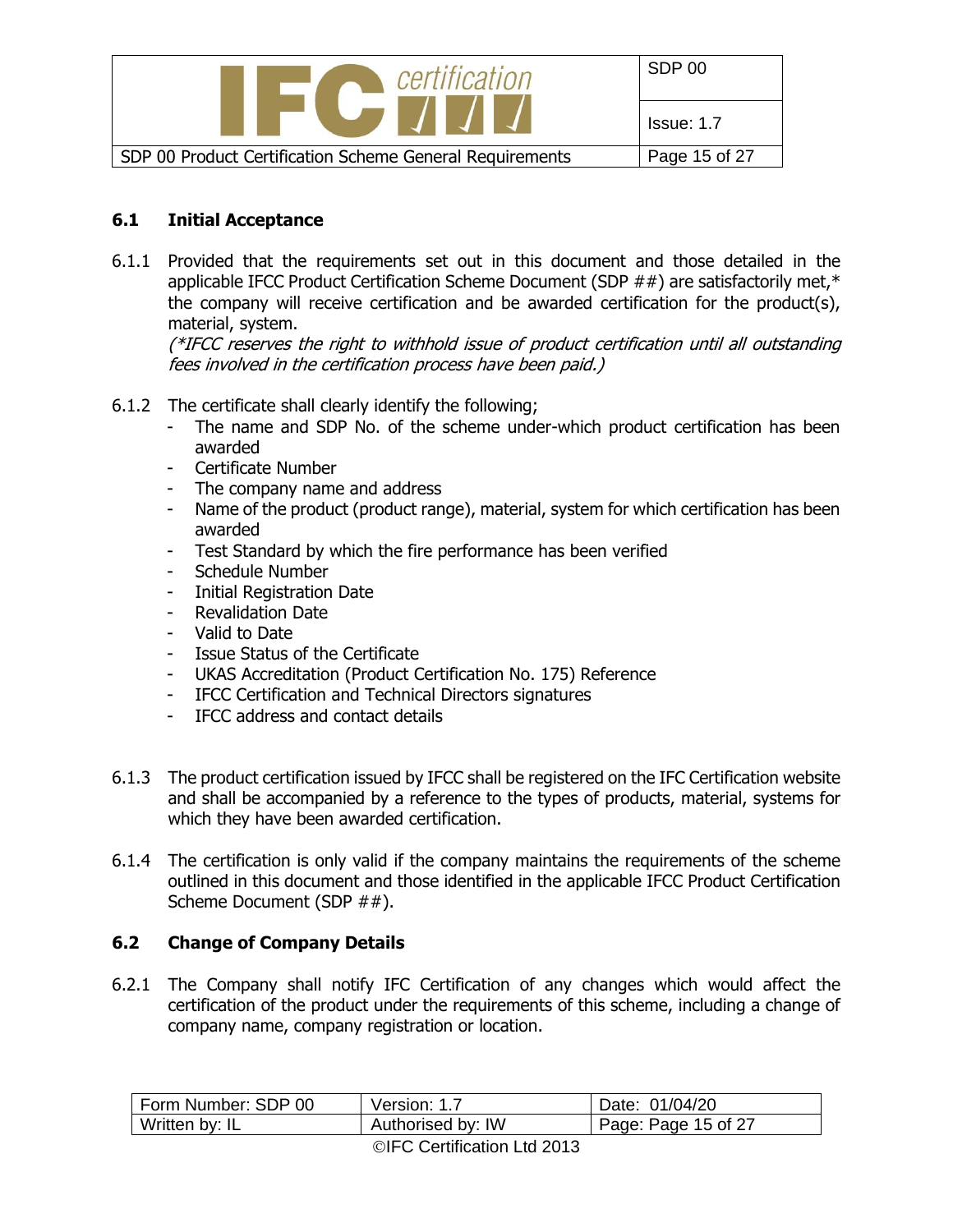## 6.1 Initial Acceptance

6.1.1 Provided that the requirements set out in this document and those detailed in the applicable IFCC Product Certification Scheme Document (SDP ##) are satisfactorily met,* the company will receive certification and be awarded certification for the product(s), material, system.
*(*IFCC reserves the right to withhold issue of product certification until all outstanding fees involved in the certification process have been paid.)*

6.1.2 The certificate shall clearly identify the following;

- The name and SDP No. of the scheme under-which product certification has been awarded
- Certificate Number
- The company name and address
- Name of the product (product range), material, system for which certification has been awarded
- Test Standard by which the fire performance has been verified
- Schedule Number
- Initial Registration Date
- Revalidation Date
- Valid to Date
- Issue Status of the Certificate
- UKAS Accreditation (Product Certification No. 175) Reference
- IFCC Certification and Technical Directors signatures
- IFCC address and contact details

6.1.3 The product certification issued by IFCC shall be registered on the IFC Certification website and shall be accompanied by a reference to the types of products, material, systems for which they have been awarded certification.

6.1.4 The certification is only valid if the company maintains the requirements of the scheme outlined in this document and those identified in the applicable IFCC Product Certification Scheme Document (SDP ##).

## 6.2 Change of Company Details

6.2.1 The Company shall notify IFC Certification of any changes which would affect the certification of the product under the requirements of this scheme, including a change of company name, company registration or location.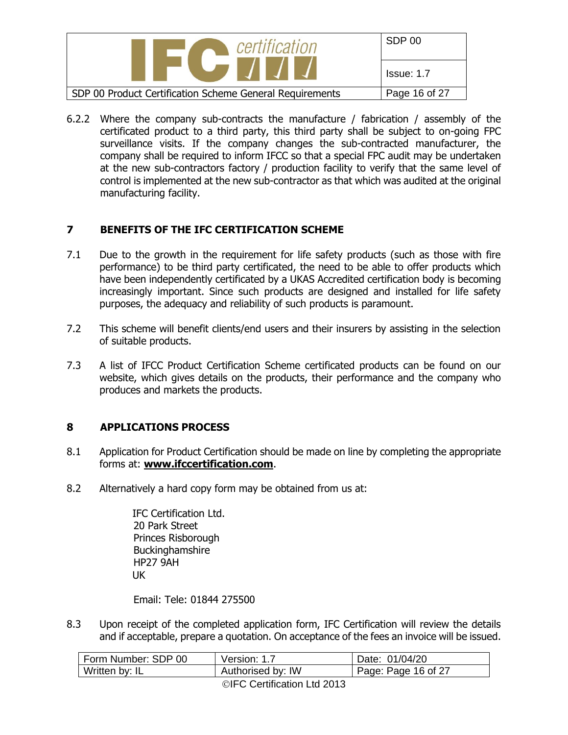6.2.2 Where the company sub-contracts the manufacture / fabrication / assembly of the certificated product to a third party, this third party shall be subject to on-going FPC surveillance visits. If the company changes the sub-contracted manufacturer, the company shall be required to inform IFCC so that a special FPC audit may be undertaken at the new sub-contractors factory / production facility to verify that the same level of control is implemented at the new sub-contractor as that which was audited at the original manufacturing facility.

## 7 BENEFITS OF THE IFC CERTIFICATION SCHEME

7.1 Due to the growth in the requirement for life safety products (such as those with fire performance) to be third party certificated, the need to be able to offer products which have been independently certificated by a UKAS Accredited certification body is becoming increasingly important. Since such products are designed and installed for life safety purposes, the adequacy and reliability of such products is paramount.

7.2 This scheme will benefit clients/end users and their insurers by assisting in the selection of suitable products.

7.3 A list of IFCC Product Certification Scheme certificated products can be found on our website, which gives details on the products, their performance and the company who produces and markets the products.

## 8 APPLICATIONS PROCESS

8.1 Application for Product Certification should be made on line by completing the appropriate forms at: **www.ifccertification.com**.

8.2 Alternatively a hard copy form may be obtained from us at:

IFC Certification Ltd.
20 Park Street
Princes Risborough
Buckinghamshire
HP27 9AH
UK

Email: Tele: 01844 275500

8.3 Upon receipt of the completed application form, IFC Certification will review the details and if acceptable, prepare a quotation. On acceptance of the fees an invoice will be issued.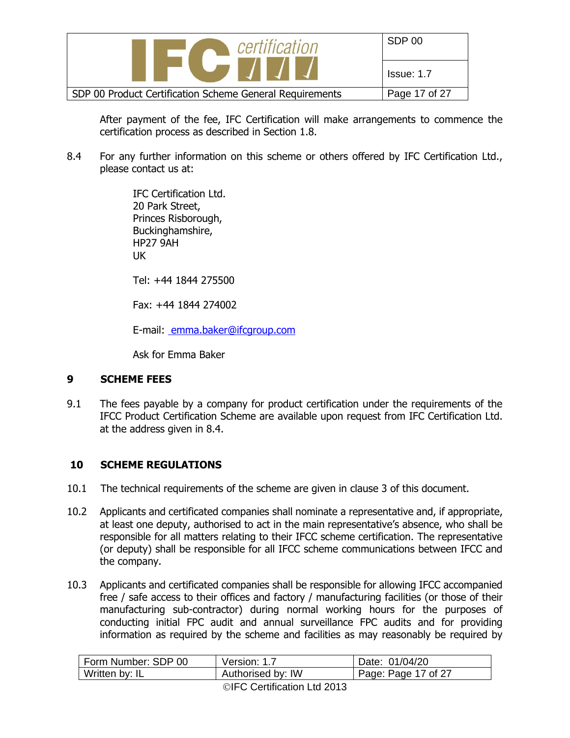After payment of the fee, IFC Certification will make arrangements to commence the certification process as described in Section 1.8.

8.4 For any further information on this scheme or others offered by IFC Certification Ltd., please contact us at:

IFC Certification Ltd.
20 Park Street,
Princes Risborough,
Buckinghamshire,
HP27 9AH
UK

Tel: +44 1844 275500

Fax: +44 1844 274002

E-mail: emma.baker@ifcgroup.com

Ask for Emma Baker

## 9 SCHEME FEES

9.1 The fees payable by a company for product certification under the requirements of the IFCC Product Certification Scheme are available upon request from IFC Certification Ltd. at the address given in 8.4.

## 10 SCHEME REGULATIONS

10.1 The technical requirements of the scheme are given in clause 3 of this document.

10.2 Applicants and certificated companies shall nominate a representative and, if appropriate, at least one deputy, authorised to act in the main representative's absence, who shall be responsible for all matters relating to their IFCC scheme certification. The representative (or deputy) shall be responsible for all IFCC scheme communications between IFCC and the company.

10.3 Applicants and certificated companies shall be responsible for allowing IFCC accompanied free / safe access to their offices and factory / manufacturing facilities (or those of their manufacturing sub-contractor) during normal working hours for the purposes of conducting initial FPC audit and annual surveillance FPC audits and for providing information as required by the scheme and facilities as may reasonably be required by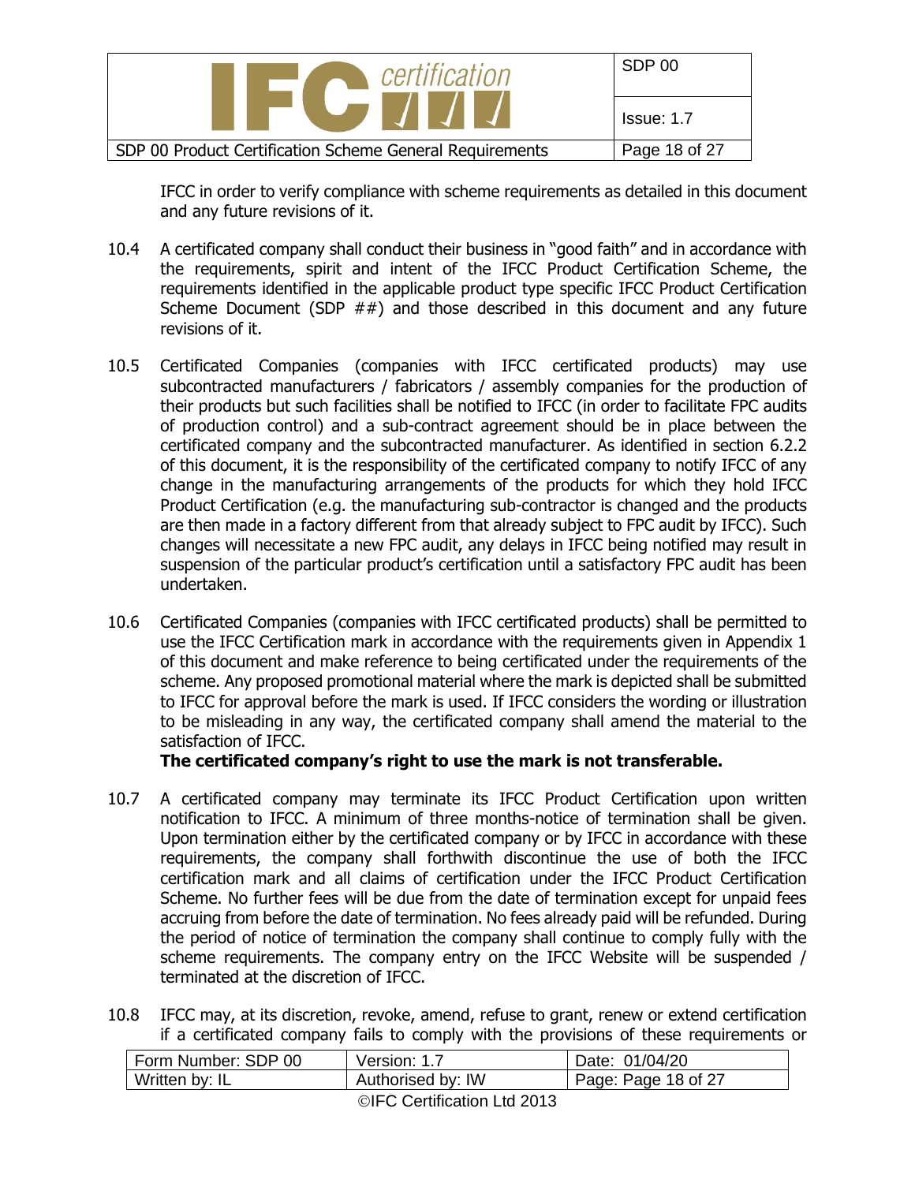IFCC in order to verify compliance with scheme requirements as detailed in this document and any future revisions of it.

10.4 A certificated company shall conduct their business in "good faith" and in accordance with the requirements, spirit and intent of the IFCC Product Certification Scheme, the requirements identified in the applicable product type specific IFCC Product Certification Scheme Document (SDP ##) and those described in this document and any future revisions of it.

10.5 Certificated Companies (companies with IFCC certificated products) may use subcontracted manufacturers / fabricators / assembly companies for the production of their products but such facilities shall be notified to IFCC (in order to facilitate FPC audits of production control) and a sub-contract agreement should be in place between the certificated company and the subcontracted manufacturer. As identified in section 6.2.2 of this document, it is the responsibility of the certificated company to notify IFCC of any change in the manufacturing arrangements of the products for which they hold IFCC Product Certification (e.g. the manufacturing sub-contractor is changed and the products are then made in a factory different from that already subject to FPC audit by IFCC). Such changes will necessitate a new FPC audit, any delays in IFCC being notified may result in suspension of the particular product's certification until a satisfactory FPC audit has been undertaken.

10.6 Certificated Companies (companies with IFCC certificated products) shall be permitted to use the IFCC Certification mark in accordance with the requirements given in Appendix 1 of this document and make reference to being certificated under the requirements of the scheme. Any proposed promotional material where the mark is depicted shall be submitted to IFCC for approval before the mark is used. If IFCC considers the wording or illustration to be misleading in any way, the certificated company shall amend the material to the satisfaction of IFCC.
**The certificated company's right to use the mark is not transferable.**

10.7 A certificated company may terminate its IFCC Product Certification upon written notification to IFCC. A minimum of three months-notice of termination shall be given. Upon termination either by the certificated company or by IFCC in accordance with these requirements, the company shall forthwith discontinue the use of both the IFCC certification mark and all claims of certification under the IFCC Product Certification Scheme. No further fees will be due from the date of termination except for unpaid fees accruing from before the date of termination. No fees already paid will be refunded. During the period of notice of termination the company shall continue to comply fully with the scheme requirements. The company entry on the IFCC Website will be suspended / terminated at the discretion of IFCC.

10.8 IFCC may, at its discretion, revoke, amend, refuse to grant, renew or extend certification if a certificated company fails to comply with the provisions of these requirements or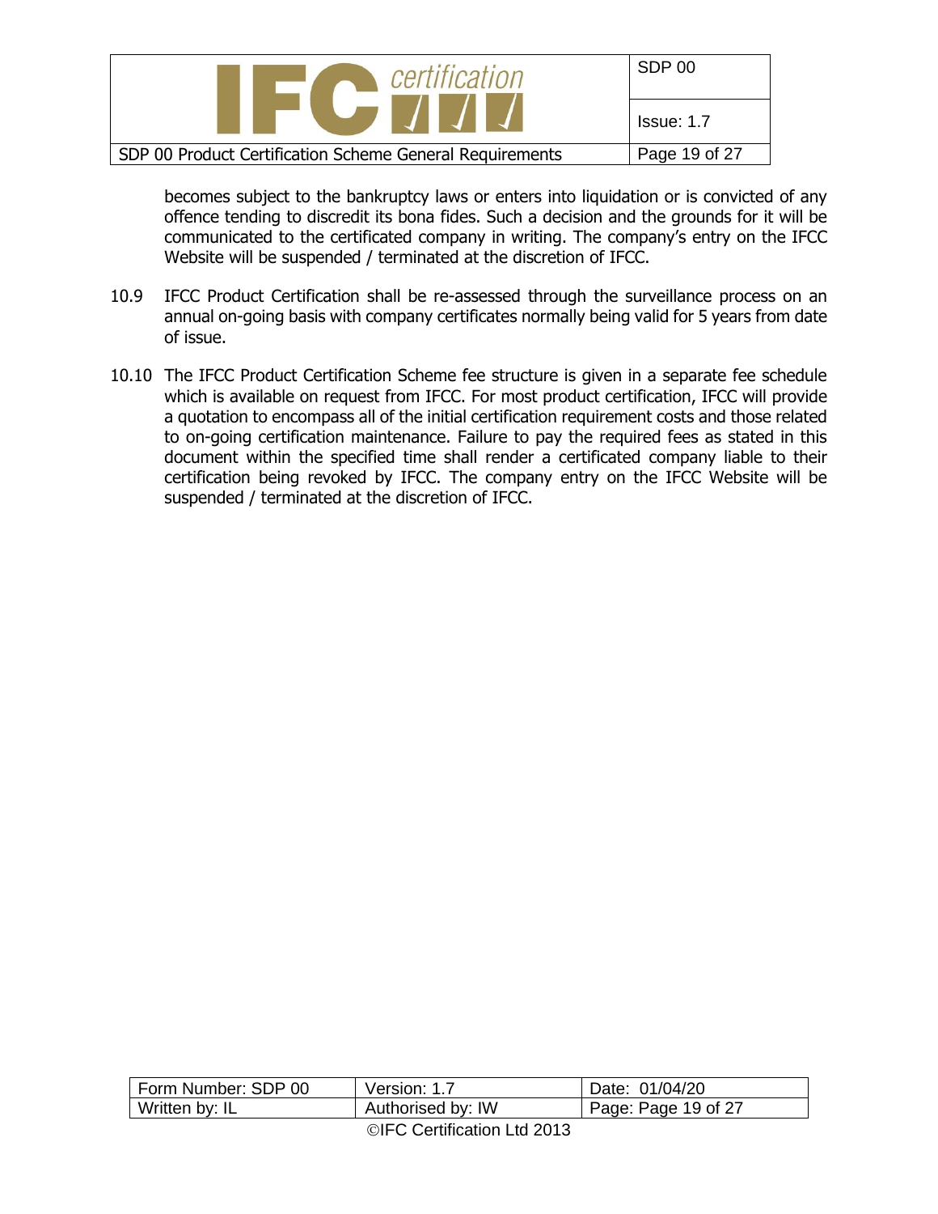becomes subject to the bankruptcy laws or enters into liquidation or is convicted of any offence tending to discredit its bona fides. Such a decision and the grounds for it will be communicated to the certificated company in writing. The company's entry on the IFCC Website will be suspended / terminated at the discretion of IFCC.

10.9 IFCC Product Certification shall be re-assessed through the surveillance process on an annual on-going basis with company certificates normally being valid for 5 years from date of issue.

10.10 The IFCC Product Certification Scheme fee structure is given in a separate fee schedule which is available on request from IFCC. For most product certification, IFCC will provide a quotation to encompass all of the initial certification requirement costs and those related to on-going certification maintenance. Failure to pay the required fees as stated in this document within the specified time shall render a certificated company liable to their certification being revoked by IFCC. The company entry on the IFCC Website will be suspended / terminated at the discretion of IFCC.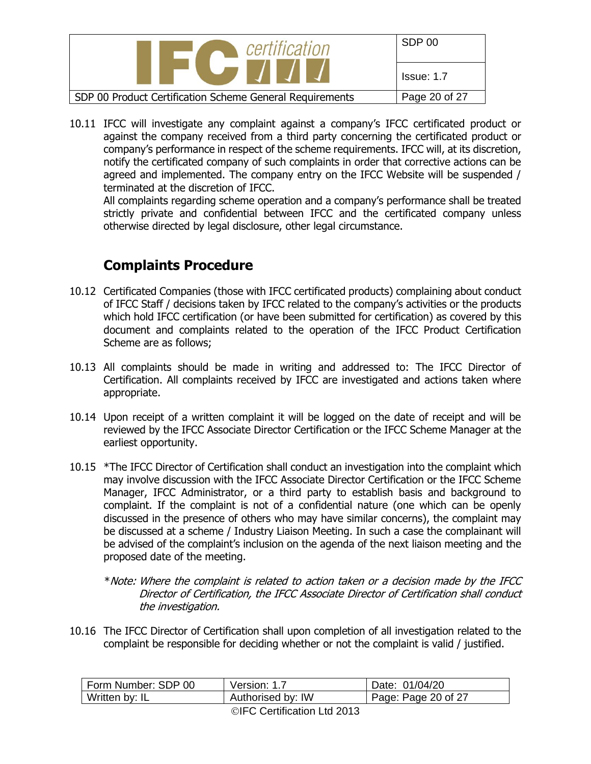10.11 IFCC will investigate any complaint against a company's IFCC certificated product or against the company received from a third party concerning the certificated product or company's performance in respect of the scheme requirements. IFCC will, at its discretion, notify the certificated company of such complaints in order that corrective actions can be agreed and implemented. The company entry on the IFCC Website will be suspended / terminated at the discretion of IFCC.
All complaints regarding scheme operation and a company's performance shall be treated strictly private and confidential between IFCC and the certificated company unless otherwise directed by legal disclosure, other legal circumstance.

## Complaints Procedure

10.12 Certificated Companies (those with IFCC certificated products) complaining about conduct of IFCC Staff / decisions taken by IFCC related to the company's activities or the products which hold IFCC certification (or have been submitted for certification) as covered by this document and complaints related to the operation of the IFCC Product Certification Scheme are as follows;

10.13 All complaints should be made in writing and addressed to: The IFCC Director of Certification. All complaints received by IFCC are investigated and actions taken where appropriate.

10.14 Upon receipt of a written complaint it will be logged on the date of receipt and will be reviewed by the IFCC Associate Director Certification or the IFCC Scheme Manager at the earliest opportunity.

10.15 *The IFCC Director of Certification shall conduct an investigation into the complaint which may involve discussion with the IFCC Associate Director Certification or the IFCC Scheme Manager, IFCC Administrator, or a third party to establish basis and background to complaint. If the complaint is not of a confidential nature (one which can be openly discussed in the presence of others who may have similar concerns), the complaint may be discussed at a scheme / Industry Liaison Meeting. In such a case the complainant will be advised of the complaint's inclusion on the agenda of the next liaison meeting and the proposed date of the meeting.

*\*Note: Where the complaint is related to action taken or a decision made by the IFCC Director of Certification, the IFCC Associate Director of Certification shall conduct the investigation.*

10.16 The IFCC Director of Certification shall upon completion of all investigation related to the complaint be responsible for deciding whether or not the complaint is valid / justified.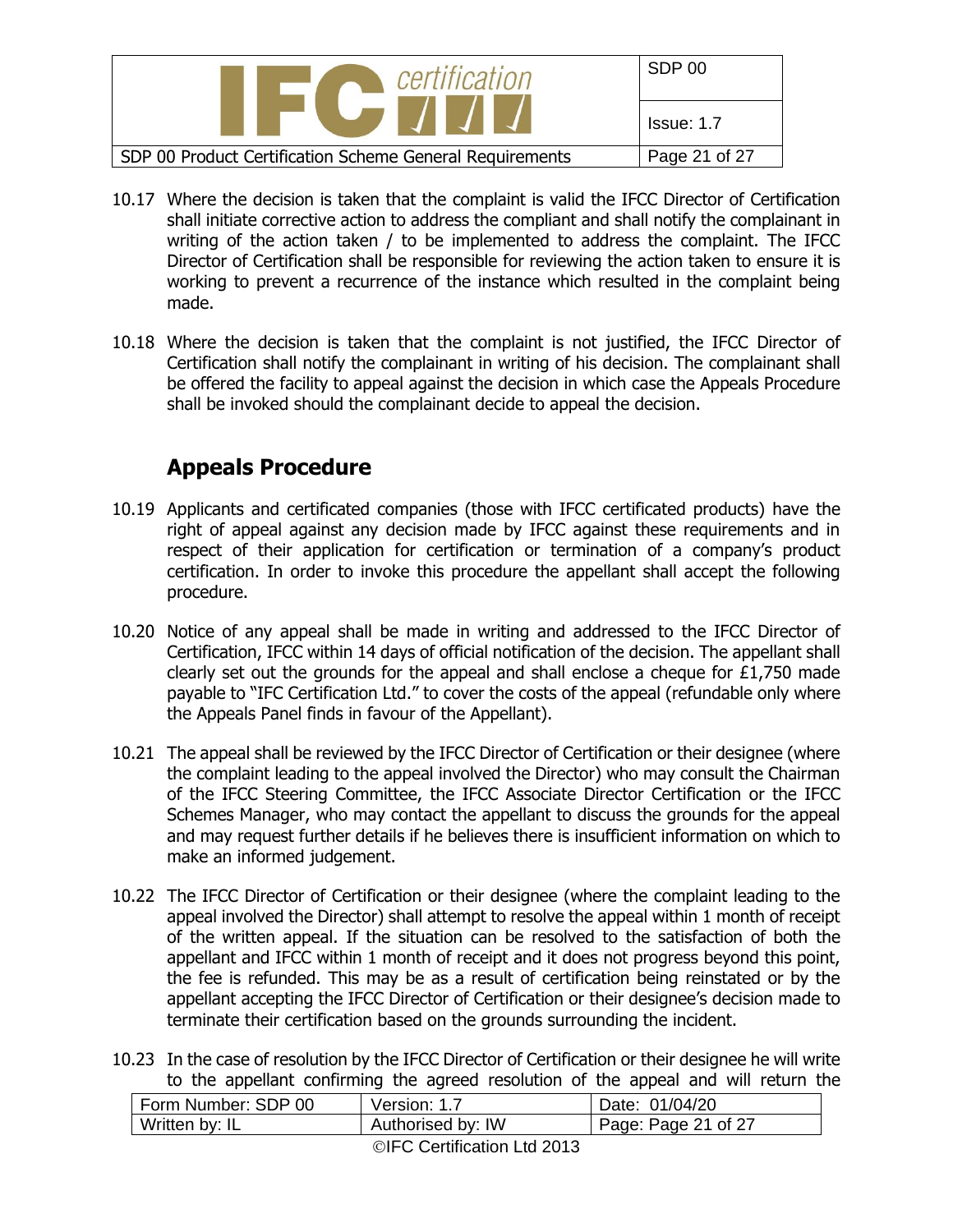10.17 Where the decision is taken that the complaint is valid the IFCC Director of Certification shall initiate corrective action to address the compliant and shall notify the complainant in writing of the action taken / to be implemented to address the complaint. The IFCC Director of Certification shall be responsible for reviewing the action taken to ensure it is working to prevent a recurrence of the instance which resulted in the complaint being made.

10.18 Where the decision is taken that the complaint is not justified, the IFCC Director of Certification shall notify the complainant in writing of his decision. The complainant shall be offered the facility to appeal against the decision in which case the Appeals Procedure shall be invoked should the complainant decide to appeal the decision.

## Appeals Procedure

10.19 Applicants and certificated companies (those with IFCC certificated products) have the right of appeal against any decision made by IFCC against these requirements and in respect of their application for certification or termination of a company's product certification. In order to invoke this procedure the appellant shall accept the following procedure.

10.20 Notice of any appeal shall be made in writing and addressed to the IFCC Director of Certification, IFCC within 14 days of official notification of the decision. The appellant shall clearly set out the grounds for the appeal and shall enclose a cheque for £1,750 made payable to "IFC Certification Ltd." to cover the costs of the appeal (refundable only where the Appeals Panel finds in favour of the Appellant).

10.21 The appeal shall be reviewed by the IFCC Director of Certification or their designee (where the complaint leading to the appeal involved the Director) who may consult the Chairman of the IFCC Steering Committee, the IFCC Associate Director Certification or the IFCC Schemes Manager, who may contact the appellant to discuss the grounds for the appeal and may request further details if he believes there is insufficient information on which to make an informed judgement.

10.22 The IFCC Director of Certification or their designee (where the complaint leading to the appeal involved the Director) shall attempt to resolve the appeal within 1 month of receipt of the written appeal. If the situation can be resolved to the satisfaction of both the appellant and IFCC within 1 month of receipt and it does not progress beyond this point, the fee is refunded. This may be as a result of certification being reinstated or by the appellant accepting the IFCC Director of Certification or their designee's decision made to terminate their certification based on the grounds surrounding the incident.

10.23 In the case of resolution by the IFCC Director of Certification or their designee he will write to the appellant confirming the agreed resolution of the appeal and will return the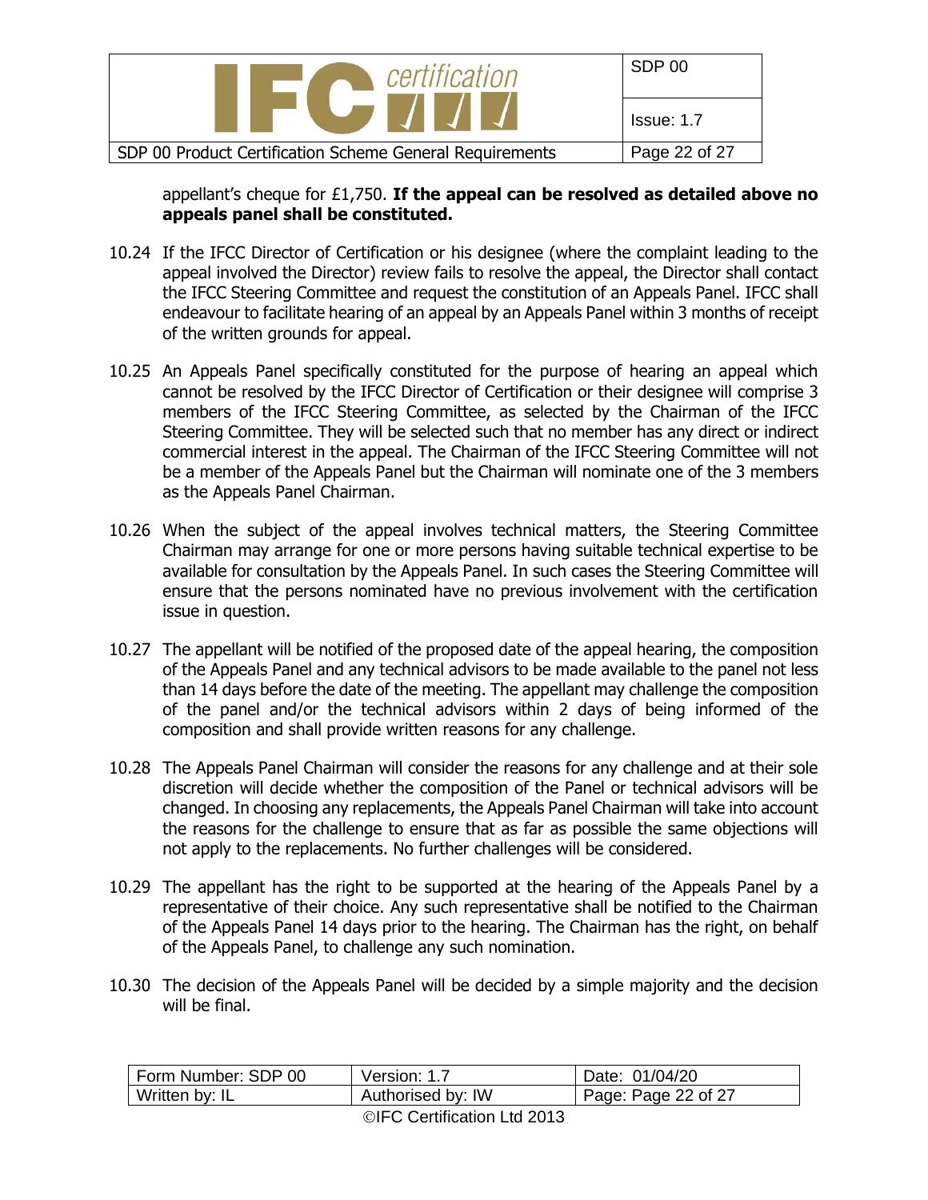appellant's cheque for £1,750. **If the appeal can be resolved as detailed above no appeals panel shall be constituted.**

10.24 If the IFCC Director of Certification or his designee (where the complaint leading to the appeal involved the Director) review fails to resolve the appeal, the Director shall contact the IFCC Steering Committee and request the constitution of an Appeals Panel. IFCC shall endeavour to facilitate hearing of an appeal by an Appeals Panel within 3 months of receipt of the written grounds for appeal.

10.25 An Appeals Panel specifically constituted for the purpose of hearing an appeal which cannot be resolved by the IFCC Director of Certification or their designee will comprise 3 members of the IFCC Steering Committee, as selected by the Chairman of the IFCC Steering Committee. They will be selected such that no member has any direct or indirect commercial interest in the appeal. The Chairman of the IFCC Steering Committee will not be a member of the Appeals Panel but the Chairman will nominate one of the 3 members as the Appeals Panel Chairman.

10.26 When the subject of the appeal involves technical matters, the Steering Committee Chairman may arrange for one or more persons having suitable technical expertise to be available for consultation by the Appeals Panel. In such cases the Steering Committee will ensure that the persons nominated have no previous involvement with the certification issue in question.

10.27 The appellant will be notified of the proposed date of the appeal hearing, the composition of the Appeals Panel and any technical advisors to be made available to the panel not less than 14 days before the date of the meeting. The appellant may challenge the composition of the panel and/or the technical advisors within 2 days of being informed of the composition and shall provide written reasons for any challenge.

10.28 The Appeals Panel Chairman will consider the reasons for any challenge and at their sole discretion will decide whether the composition of the Panel or technical advisors will be changed. In choosing any replacements, the Appeals Panel Chairman will take into account the reasons for the challenge to ensure that as far as possible the same objections will not apply to the replacements. No further challenges will be considered.

10.29 The appellant has the right to be supported at the hearing of the Appeals Panel by a representative of their choice. Any such representative shall be notified to the Chairman of the Appeals Panel 14 days prior to the hearing. The Chairman has the right, on behalf of the Appeals Panel, to challenge any such nomination.

10.30 The decision of the Appeals Panel will be decided by a simple majority and the decision will be final.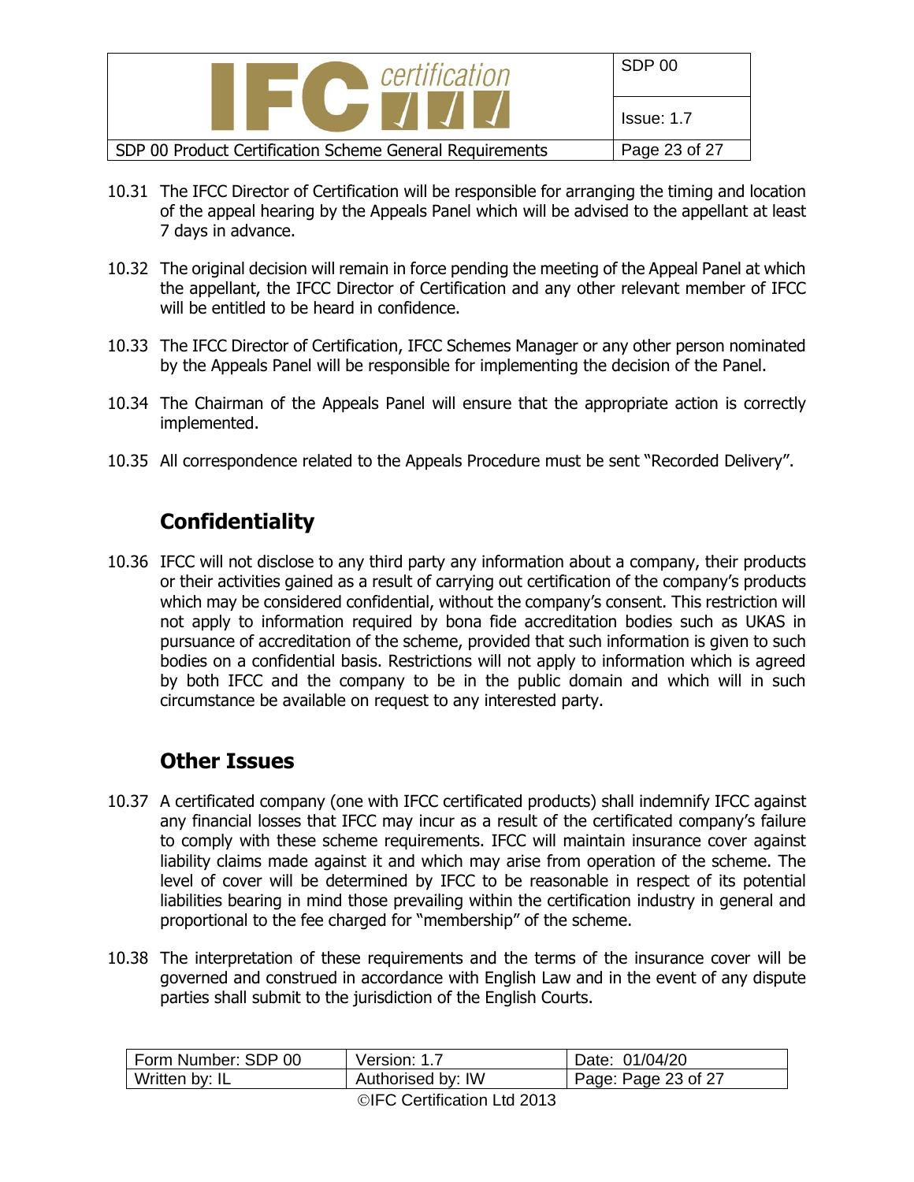10.31 The IFCC Director of Certification will be responsible for arranging the timing and location of the appeal hearing by the Appeals Panel which will be advised to the appellant at least 7 days in advance.

10.32 The original decision will remain in force pending the meeting of the Appeal Panel at which the appellant, the IFCC Director of Certification and any other relevant member of IFCC will be entitled to be heard in confidence.

10.33 The IFCC Director of Certification, IFCC Schemes Manager or any other person nominated by the Appeals Panel will be responsible for implementing the decision of the Panel.

10.34 The Chairman of the Appeals Panel will ensure that the appropriate action is correctly implemented.

10.35 All correspondence related to the Appeals Procedure must be sent "Recorded Delivery".

## Confidentiality

10.36 IFCC will not disclose to any third party any information about a company, their products or their activities gained as a result of carrying out certification of the company's products which may be considered confidential, without the company's consent. This restriction will not apply to information required by bona fide accreditation bodies such as UKAS in pursuance of accreditation of the scheme, provided that such information is given to such bodies on a confidential basis. Restrictions will not apply to information which is agreed by both IFCC and the company to be in the public domain and which will in such circumstance be available on request to any interested party.

## Other Issues

10.37 A certificated company (one with IFCC certificated products) shall indemnify IFCC against any financial losses that IFCC may incur as a result of the certificated company's failure to comply with these scheme requirements. IFCC will maintain insurance cover against liability claims made against it and which may arise from operation of the scheme. The level of cover will be determined by IFCC to be reasonable in respect of its potential liabilities bearing in mind those prevailing within the certification industry in general and proportional to the fee charged for "membership" of the scheme.

10.38 The interpretation of these requirements and the terms of the insurance cover will be governed and construed in accordance with English Law and in the event of any dispute parties shall submit to the jurisdiction of the English Courts.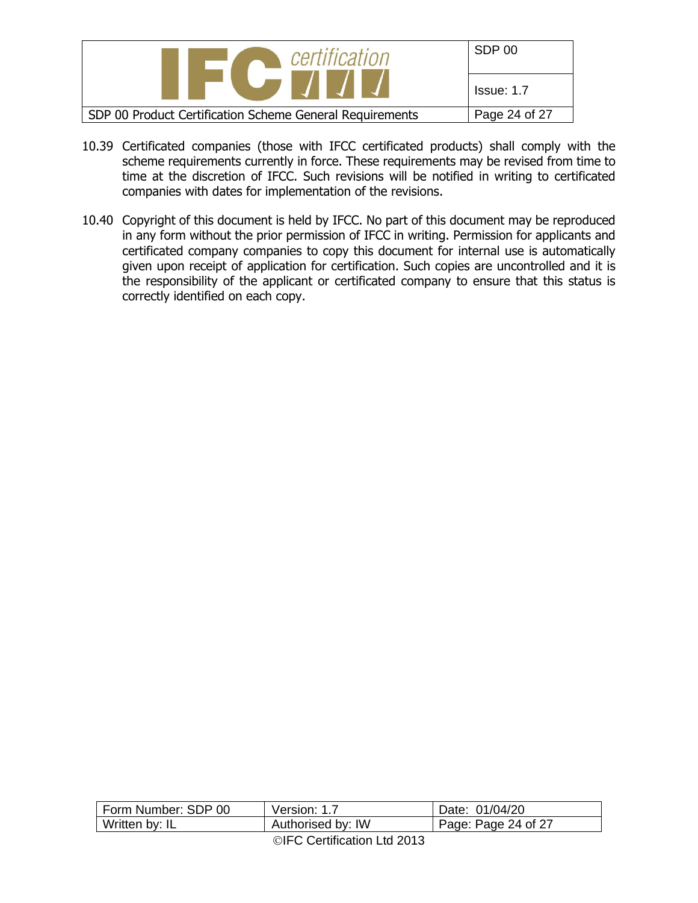10.39 Certificated companies (those with IFCC certificated products) shall comply with the scheme requirements currently in force. These requirements may be revised from time to time at the discretion of IFCC. Such revisions will be notified in writing to certificated companies with dates for implementation of the revisions.

10.40 Copyright of this document is held by IFCC. No part of this document may be reproduced in any form without the prior permission of IFCC in writing. Permission for applicants and certificated company companies to copy this document for internal use is automatically given upon receipt of application for certification. Such copies are uncontrolled and it is the responsibility of the applicant or certificated company to ensure that this status is correctly identified on each copy.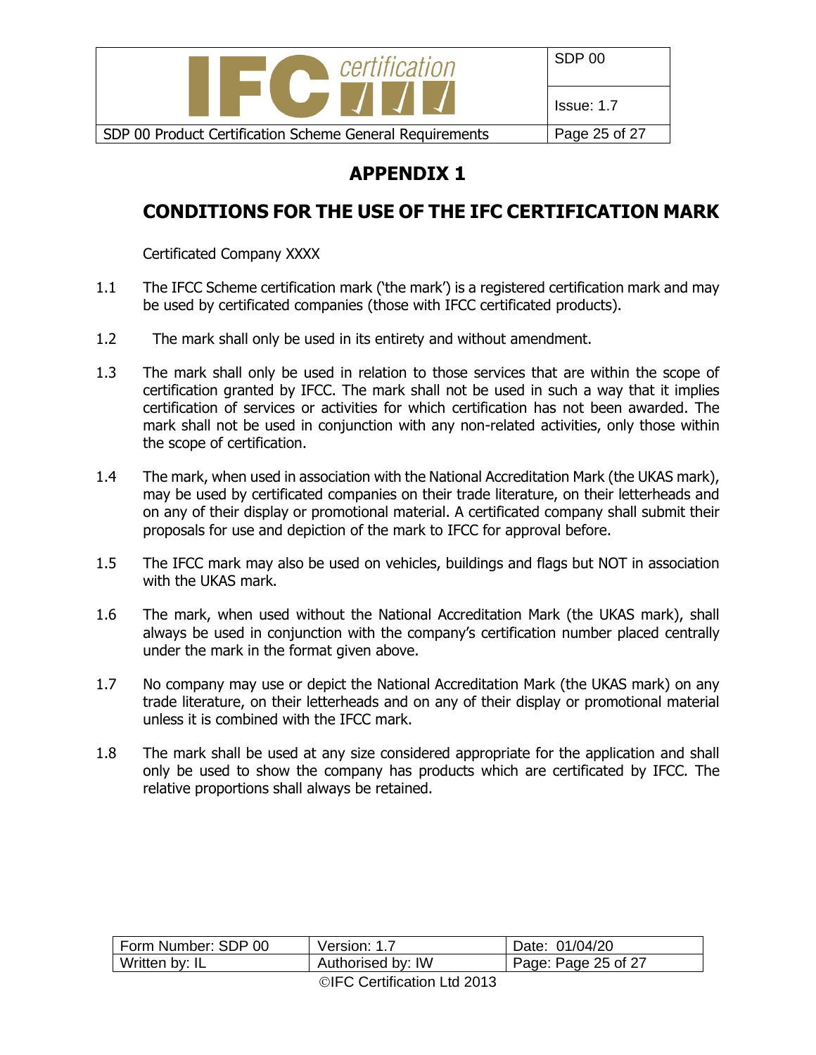# APPENDIX 1

## CONDITIONS FOR THE USE OF THE IFC CERTIFICATION MARK

Certificated Company XXXX

1.1 The IFCC Scheme certification mark ('the mark') is a registered certification mark and may be used by certificated companies (those with IFCC certificated products).

1.2 The mark shall only be used in its entirety and without amendment.

1.3 The mark shall only be used in relation to those services that are within the scope of certification granted by IFCC. The mark shall not be used in such a way that it implies certification of services or activities for which certification has not been awarded. The mark shall not be used in conjunction with any non-related activities, only those within the scope of certification.

1.4 The mark, when used in association with the National Accreditation Mark (the UKAS mark), may be used by certificated companies on their trade literature, on their letterheads and on any of their display or promotional material. A certificated company shall submit their proposals for use and depiction of the mark to IFCC for approval before.

1.5 The IFCC mark may also be used on vehicles, buildings and flags but NOT in association with the UKAS mark.

1.6 The mark, when used without the National Accreditation Mark (the UKAS mark), shall always be used in conjunction with the company's certification number placed centrally under the mark in the format given above.

1.7 No company may use or depict the National Accreditation Mark (the UKAS mark) on any trade literature, on their letterheads and on any of their display or promotional material unless it is combined with the IFCC mark.

1.8 The mark shall be used at any size considered appropriate for the application and shall only be used to show the company has products which are certificated by IFCC. The relative proportions shall always be retained.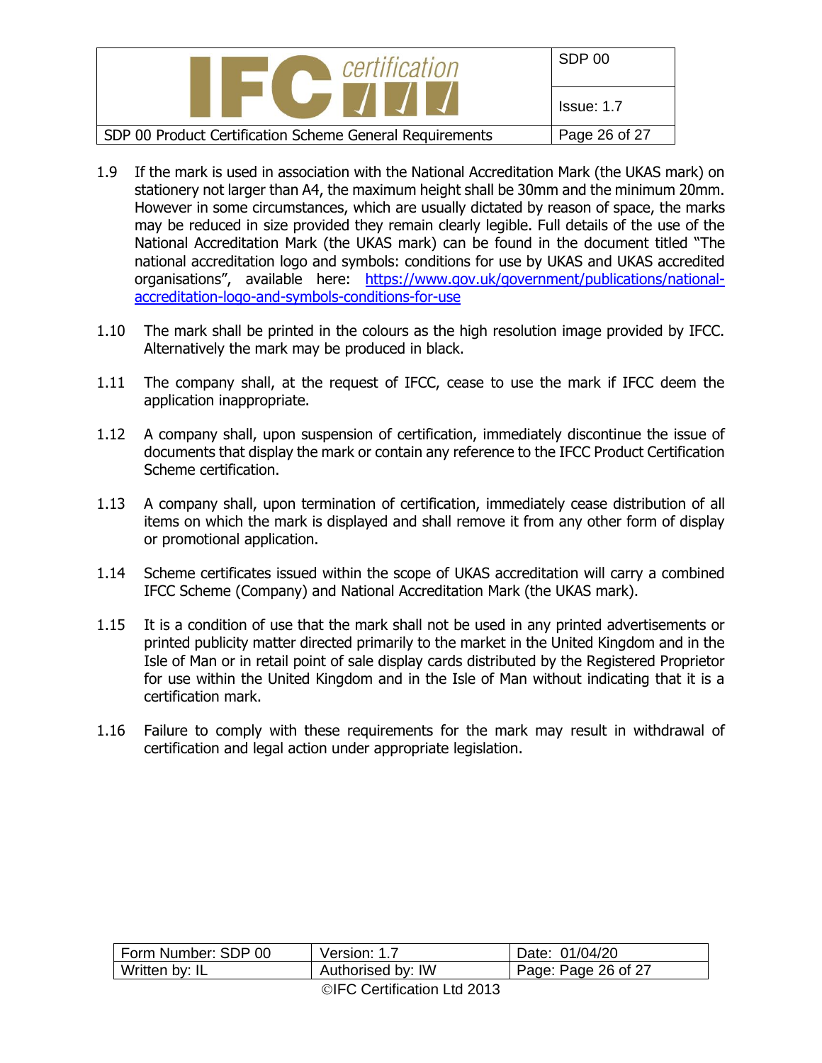1.9 If the mark is used in association with the National Accreditation Mark (the UKAS mark) on stationery not larger than A4, the maximum height shall be 30mm and the minimum 20mm. However in some circumstances, which are usually dictated by reason of space, the marks may be reduced in size provided they remain clearly legible. Full details of the use of the National Accreditation Mark (the UKAS mark) can be found in the document titled "The national accreditation logo and symbols: conditions for use by UKAS and UKAS accredited organisations", available here: https://www.gov.uk/government/publications/national-accreditation-logo-and-symbols-conditions-for-use

1.10 The mark shall be printed in the colours as the high resolution image provided by IFCC. Alternatively the mark may be produced in black.

1.11 The company shall, at the request of IFCC, cease to use the mark if IFCC deem the application inappropriate.

1.12 A company shall, upon suspension of certification, immediately discontinue the issue of documents that display the mark or contain any reference to the IFCC Product Certification Scheme certification.

1.13 A company shall, upon termination of certification, immediately cease distribution of all items on which the mark is displayed and shall remove it from any other form of display or promotional application.

1.14 Scheme certificates issued within the scope of UKAS accreditation will carry a combined IFCC Scheme (Company) and National Accreditation Mark (the UKAS mark).

1.15 It is a condition of use that the mark shall not be used in any printed advertisements or printed publicity matter directed primarily to the market in the United Kingdom and in the Isle of Man or in retail point of sale display cards distributed by the Registered Proprietor for use within the United Kingdom and in the Isle of Man without indicating that it is a certification mark.

1.16 Failure to comply with these requirements for the mark may result in withdrawal of certification and legal action under appropriate legislation.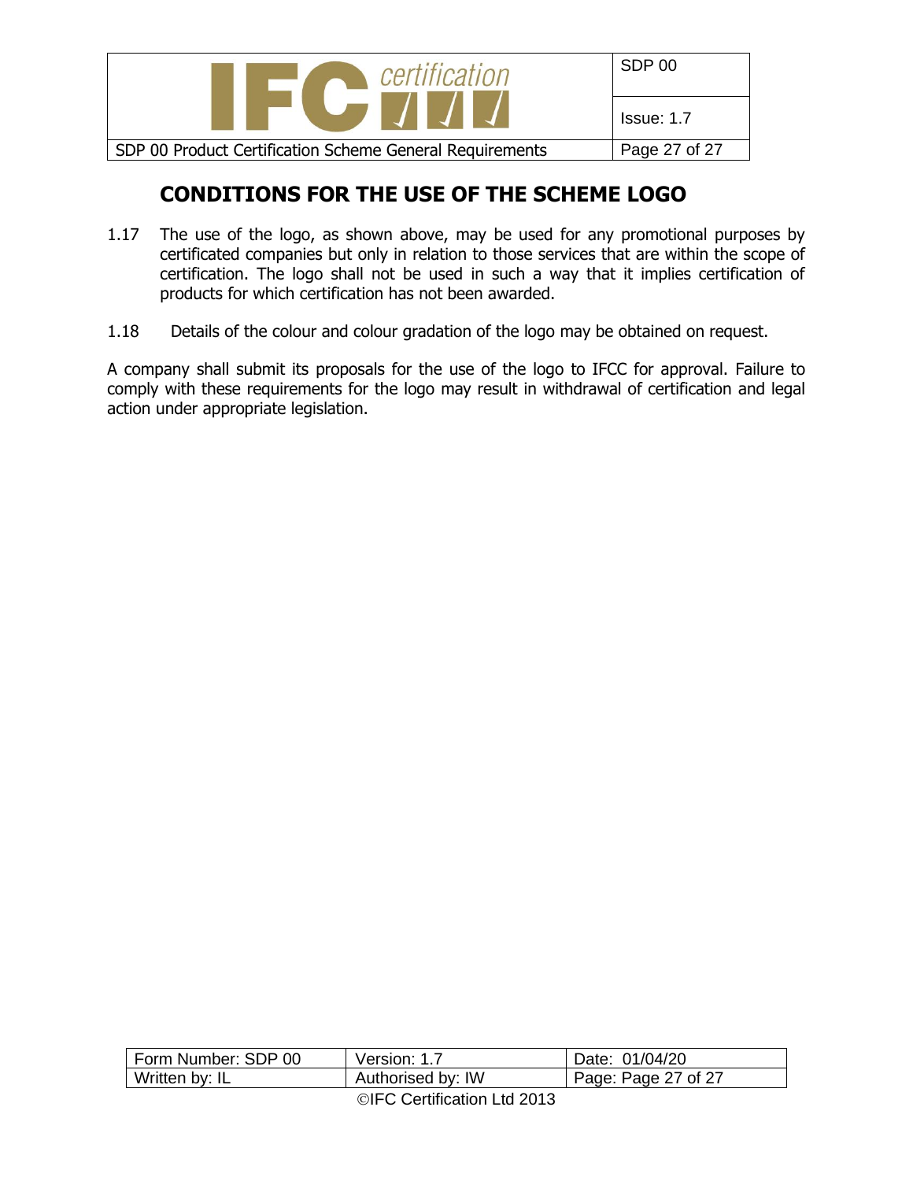## CONDITIONS FOR THE USE OF THE SCHEME LOGO

1.17 The use of the logo, as shown above, may be used for any promotional purposes by certificated companies but only in relation to those services that are within the scope of certification. The logo shall not be used in such a way that it implies certification of products for which certification has not been awarded.

1.18 Details of the colour and colour gradation of the logo may be obtained on request.

A company shall submit its proposals for the use of the logo to IFCC for approval. Failure to comply with these requirements for the logo may result in withdrawal of certification and legal action under appropriate legislation.